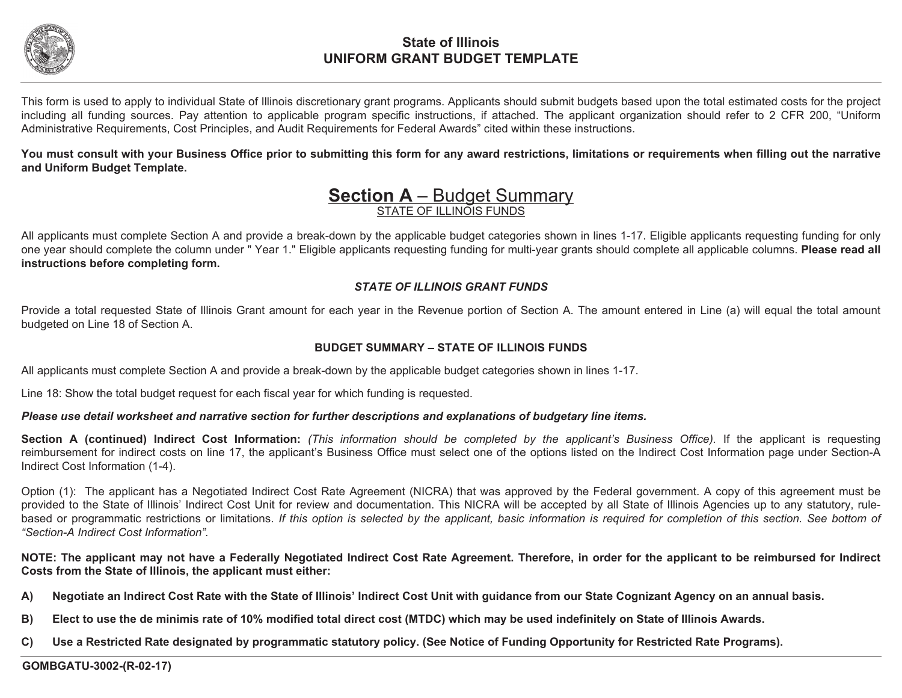# State of Illinois
# UNIFORM GRANT BUDGET TEMPLATE

This form is used to apply to individual State of Illinois discretionary grant programs. Applicants should submit budgets based upon the total estimated costs for the project including all funding sources. Pay attention to applicable program specific instructions, if attached. The applicant organization should refer to 2 CFR 200, "Uniform Administrative Requirements, Cost Principles, and Audit Requirements for Federal Awards" cited within these instructions.

**You must consult with your Business Office prior to submitting this form for any award restrictions, limitations or requirements when filling out the narrative and Uniform Budget Template.**

## Section A – Budget Summary

STATE OF ILLINOIS FUNDS

All applicants must complete Section A and provide a break-down by the applicable budget categories shown in lines 1-17. Eligible applicants requesting funding for only one year should complete the column under " Year 1." Eligible applicants requesting funding for multi-year grants should complete all applicable columns. **Please read all instructions before completing form.**

***STATE OF ILLINOIS GRANT FUNDS***

Provide a total requested State of Illinois Grant amount for each year in the Revenue portion of Section A. The amount entered in Line (a) will equal the total amount budgeted on Line 18 of Section A.

**BUDGET SUMMARY – STATE OF ILLINOIS FUNDS**

All applicants must complete Section A and provide a break-down by the applicable budget categories shown in lines 1-17.

Line 18: Show the total budget request for each fiscal year for which funding is requested.

***Please use detail worksheet and narrative section for further descriptions and explanations of budgetary line items.***

**Section A (continued) Indirect Cost Information:** *(This information should be completed by the applicant's Business Office).* If the applicant is requesting reimbursement for indirect costs on line 17, the applicant's Business Office must select one of the options listed on the Indirect Cost Information page under Section-A Indirect Cost Information (1-4).

Option (1): The applicant has a Negotiated Indirect Cost Rate Agreement (NICRA) that was approved by the Federal government. A copy of this agreement must be provided to the State of Illinois' Indirect Cost Unit for review and documentation. This NICRA will be accepted by all State of Illinois Agencies up to any statutory, rule-based or programmatic restrictions or limitations. *If this option is selected by the applicant, basic information is required for completion of this section. See bottom of "Section-A Indirect Cost Information".*

**NOTE: The applicant may not have a Federally Negotiated Indirect Cost Rate Agreement. Therefore, in order for the applicant to be reimbursed for Indirect Costs from the State of Illinois, the applicant must either:**

**A) Negotiate an Indirect Cost Rate with the State of Illinois' Indirect Cost Unit with guidance from our State Cognizant Agency on an annual basis.**

**B) Elect to use the de minimis rate of 10% modified total direct cost (MTDC) which may be used indefinitely on State of Illinois Awards.**

**C) Use a Restricted Rate designated by programmatic statutory policy. (See Notice of Funding Opportunity for Restricted Rate Programs).**

**GOMBGATU-3002-(R-02-17)**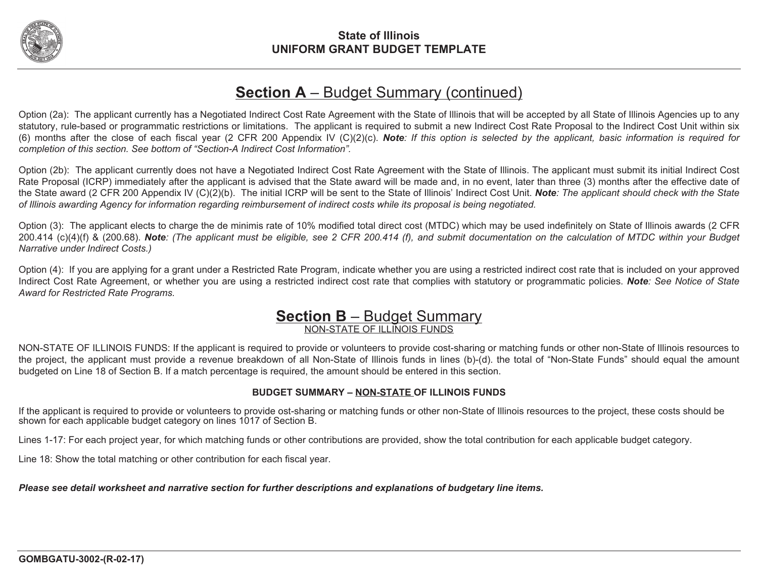## Section A – Budget Summary (continued)

Option (2a): The applicant currently has a Negotiated Indirect Cost Rate Agreement with the State of Illinois that will be accepted by all State of Illinois Agencies up to any statutory, rule-based or programmatic restrictions or limitations. The applicant is required to submit a new Indirect Cost Rate Proposal to the Indirect Cost Unit within six (6) months after the close of each fiscal year (2 CFR 200 Appendix IV (C)(2)(c). ***Note**: If this option is selected by the applicant, basic information is required for completion of this section. See bottom of "Section-A Indirect Cost Information".*

Option (2b): The applicant currently does not have a Negotiated Indirect Cost Rate Agreement with the State of Illinois. The applicant must submit its initial Indirect Cost Rate Proposal (ICRP) immediately after the applicant is advised that the State award will be made and, in no event, later than three (3) months after the effective date of the State award (2 CFR 200 Appendix IV (C)(2)(b). The initial ICRP will be sent to the State of Illinois' Indirect Cost Unit. ***Note**: The applicant should check with the State of Illinois awarding Agency for information regarding reimbursement of indirect costs while its proposal is being negotiated.*

Option (3): The applicant elects to charge the de minimis rate of 10% modified total direct cost (MTDC) which may be used indefinitely on State of Illinois awards (2 CFR 200.414 (c)(4)(f) & (200.68). ***Note**: (The applicant must be eligible, see 2 CFR 200.414 (f), and submit documentation on the calculation of MTDC within your Budget Narrative under Indirect Costs.)*

Option (4): If you are applying for a grant under a Restricted Rate Program, indicate whether you are using a restricted indirect cost rate that is included on your approved Indirect Cost Rate Agreement, or whether you are using a restricted indirect cost rate that complies with statutory or programmatic policies. ***Note**: See Notice of State Award for Restricted Rate Programs.*

## Section B – Budget Summary

NON-STATE OF ILLINOIS FUNDS

NON-STATE OF ILLINOIS FUNDS: If the applicant is required to provide or volunteers to provide cost-sharing or matching funds or other non-State of Illinois resources to the project, the applicant must provide a revenue breakdown of all Non-State of Illinois funds in lines (b)-(d). the total of "Non-State Funds" should equal the amount budgeted on Line 18 of Section B. If a match percentage is required, the amount should be entered in this section.

**BUDGET SUMMARY – NON-STATE OF ILLINOIS FUNDS**

If the applicant is required to provide or volunteers to provide ost-sharing or matching funds or other non-State of Illinois resources to the project, these costs should be shown for each applicable budget category on lines 1017 of Section B.

Lines 1-17: For each project year, for which matching funds or other contributions are provided, show the total contribution for each applicable budget category.

Line 18: Show the total matching or other contribution for each fiscal year.

***Please see detail worksheet and narrative section for further descriptions and explanations of budgetary line items.***

GOMBGATU-3002-(R-02-17)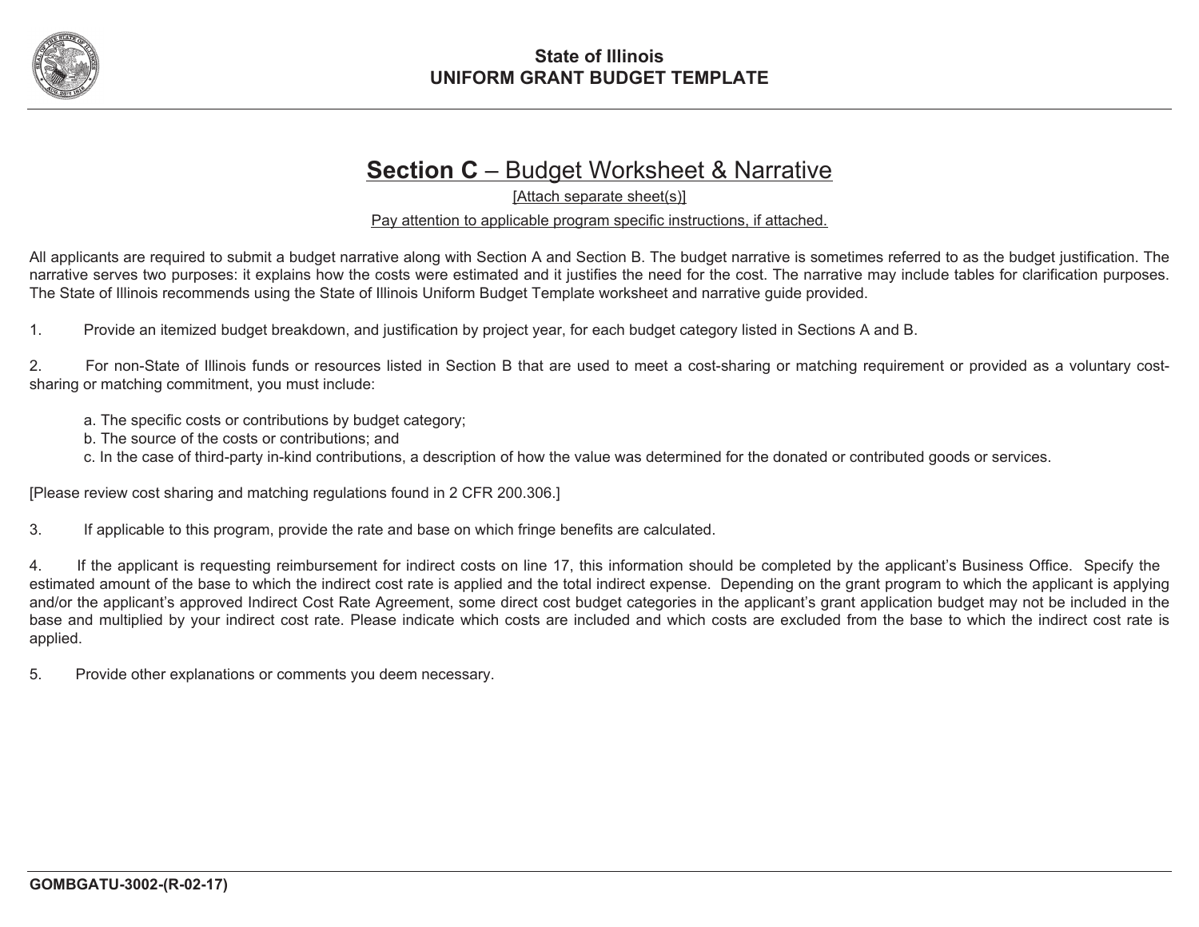# State of Illinois
# UNIFORM GRANT BUDGET TEMPLATE

## **Section C** – Budget Worksheet & Narrative

[Attach separate sheet(s)]

Pay attention to applicable program specific instructions, if attached.

All applicants are required to submit a budget narrative along with Section A and Section B. The budget narrative is sometimes referred to as the budget justification. The narrative serves two purposes: it explains how the costs were estimated and it justifies the need for the cost. The narrative may include tables for clarification purposes. The State of Illinois recommends using the State of Illinois Uniform Budget Template worksheet and narrative guide provided.

1. Provide an itemized budget breakdown, and justification by project year, for each budget category listed in Sections A and B.

2. For non-State of Illinois funds or resources listed in Section B that are used to meet a cost-sharing or matching requirement or provided as a voluntary cost-sharing or matching commitment, you must include:

   a. The specific costs or contributions by budget category;
   b. The source of the costs or contributions; and
   c. In the case of third-party in-kind contributions, a description of how the value was determined for the donated or contributed goods or services.

[Please review cost sharing and matching regulations found in 2 CFR 200.306.]

3. If applicable to this program, provide the rate and base on which fringe benefits are calculated.

4. If the applicant is requesting reimbursement for indirect costs on line 17, this information should be completed by the applicant's Business Office. Specify the estimated amount of the base to which the indirect cost rate is applied and the total indirect expense. Depending on the grant program to which the applicant is applying and/or the applicant's approved Indirect Cost Rate Agreement, some direct cost budget categories in the applicant's grant application budget may not be included in the base and multiplied by your indirect cost rate. Please indicate which costs are included and which costs are excluded from the base to which the indirect cost rate is applied.

5. Provide other explanations or comments you deem necessary.

**GOMBGATU-3002-(R-02-17)**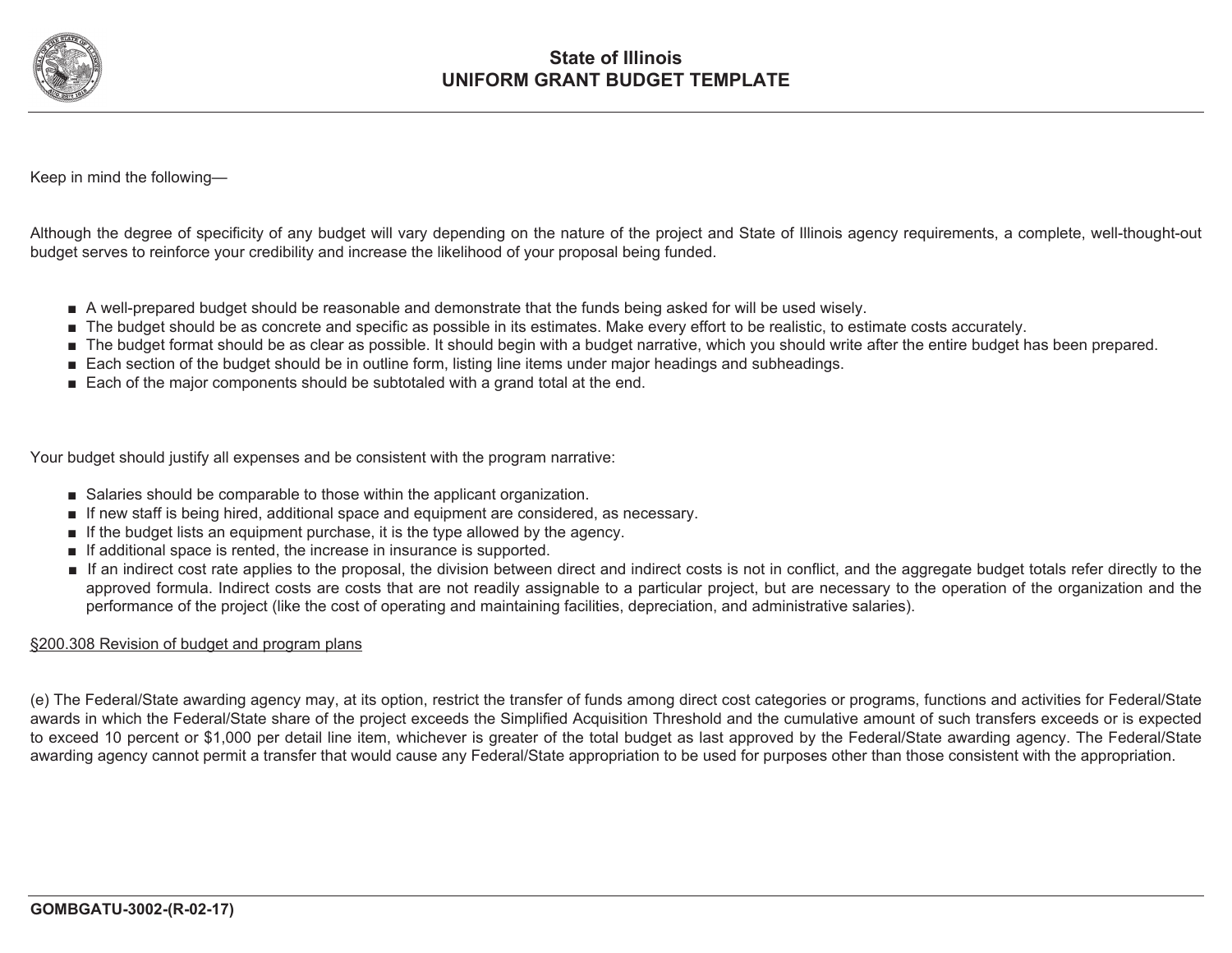# State of Illinois
## UNIFORM GRANT BUDGET TEMPLATE

Keep in mind the following—

Although the degree of specificity of any budget will vary depending on the nature of the project and State of Illinois agency requirements, a complete, well-thought-out budget serves to reinforce your credibility and increase the likelihood of your proposal being funded.

- A well-prepared budget should be reasonable and demonstrate that the funds being asked for will be used wisely.
- The budget should be as concrete and specific as possible in its estimates. Make every effort to be realistic, to estimate costs accurately.
- The budget format should be as clear as possible. It should begin with a budget narrative, which you should write after the entire budget has been prepared.
- Each section of the budget should be in outline form, listing line items under major headings and subheadings.
- Each of the major components should be subtotaled with a grand total at the end.

Your budget should justify all expenses and be consistent with the program narrative:

- Salaries should be comparable to those within the applicant organization.
- If new staff is being hired, additional space and equipment are considered, as necessary.
- If the budget lists an equipment purchase, it is the type allowed by the agency.
- If additional space is rented, the increase in insurance is supported.
- If an indirect cost rate applies to the proposal, the division between direct and indirect costs is not in conflict, and the aggregate budget totals refer directly to the approved formula. Indirect costs are costs that are not readily assignable to a particular project, but are necessary to the operation of the organization and the performance of the project (like the cost of operating and maintaining facilities, depreciation, and administrative salaries).

§200.308 Revision of budget and program plans

(e) The Federal/State awarding agency may, at its option, restrict the transfer of funds among direct cost categories or programs, functions and activities for Federal/State awards in which the Federal/State share of the project exceeds the Simplified Acquisition Threshold and the cumulative amount of such transfers exceeds or is expected to exceed 10 percent or $1,000 per detail line item, whichever is greater of the total budget as last approved by the Federal/State awarding agency. The Federal/State awarding agency cannot permit a transfer that would cause any Federal/State appropriation to be used for purposes other than those consistent with the appropriation.

**GOMBGATU-3002-(R-02-17)**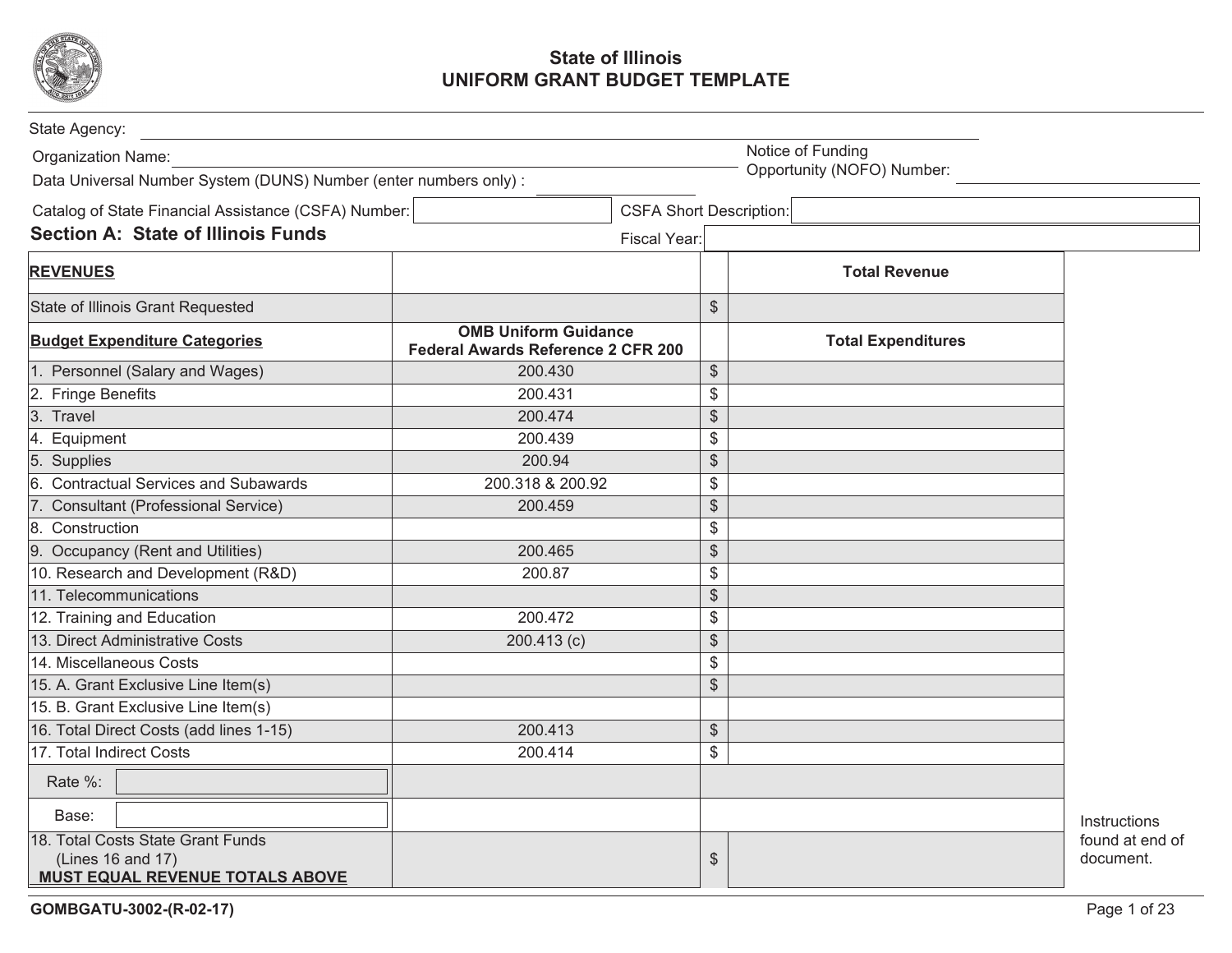# State of Illinois
# UNIFORM GRANT BUDGET TEMPLATE

State Agency: ______________________

Organization Name: ______________________

Notice of Funding Opportunity (NOFO) Number: ______________________

Data Universal Number System (DUNS) Number (enter numbers only) : ______________________

Catalog of State Financial Assistance (CSFA) Number: ______________________

CSFA Short Description: ______________________

## Section A: State of Illinois Funds

Fiscal Year: ______________________

| **REVENUES** | | | **Total Revenue** |
|---|---|---|---|
| State of Illinois Grant Requested | | $ | |
| **Budget Expenditure Categories** | **OMB Uniform Guidance Federal Awards Reference 2 CFR 200** | | **Total Expenditures** |
| 1. Personnel (Salary and Wages) | 200.430 | $ | |
| 2. Fringe Benefits | 200.431 | $ | |
| 3. Travel | 200.474 | $ | |
| 4. Equipment | 200.439 | $ | |
| 5. Supplies | 200.94 | $ | |
| 6. Contractual Services and Subawards | 200.318 & 200.92 | $ | |
| 7. Consultant (Professional Service) | 200.459 | $ | |
| 8. Construction | | $ | |
| 9. Occupancy (Rent and Utilities) | 200.465 | $ | |
| 10. Research and Development (R&D) | 200.87 | $ | |
| 11. Telecommunications | | $ | |
| 12. Training and Education | 200.472 | $ | |
| 13. Direct Administrative Costs | 200.413 (c) | $ | |
| 14. Miscellaneous Costs | | $ | |
| 15. A. Grant Exclusive Line Item(s) | | $ | |
| 15. B. Grant Exclusive Line Item(s) | | | |
| 16. Total Direct Costs (add lines 1-15) | 200.413 | $ | |
| 17. Total Indirect Costs | 200.414 | $ | |
| Rate %: | | | |
| Base: | | | |
| 18. Total Costs State Grant Funds (Lines 16 and 17) **MUST EQUAL REVENUE TOTALS ABOVE** | | $ | |

Instructions found at end of document.

GOMBGATU-3002-(R-02-17)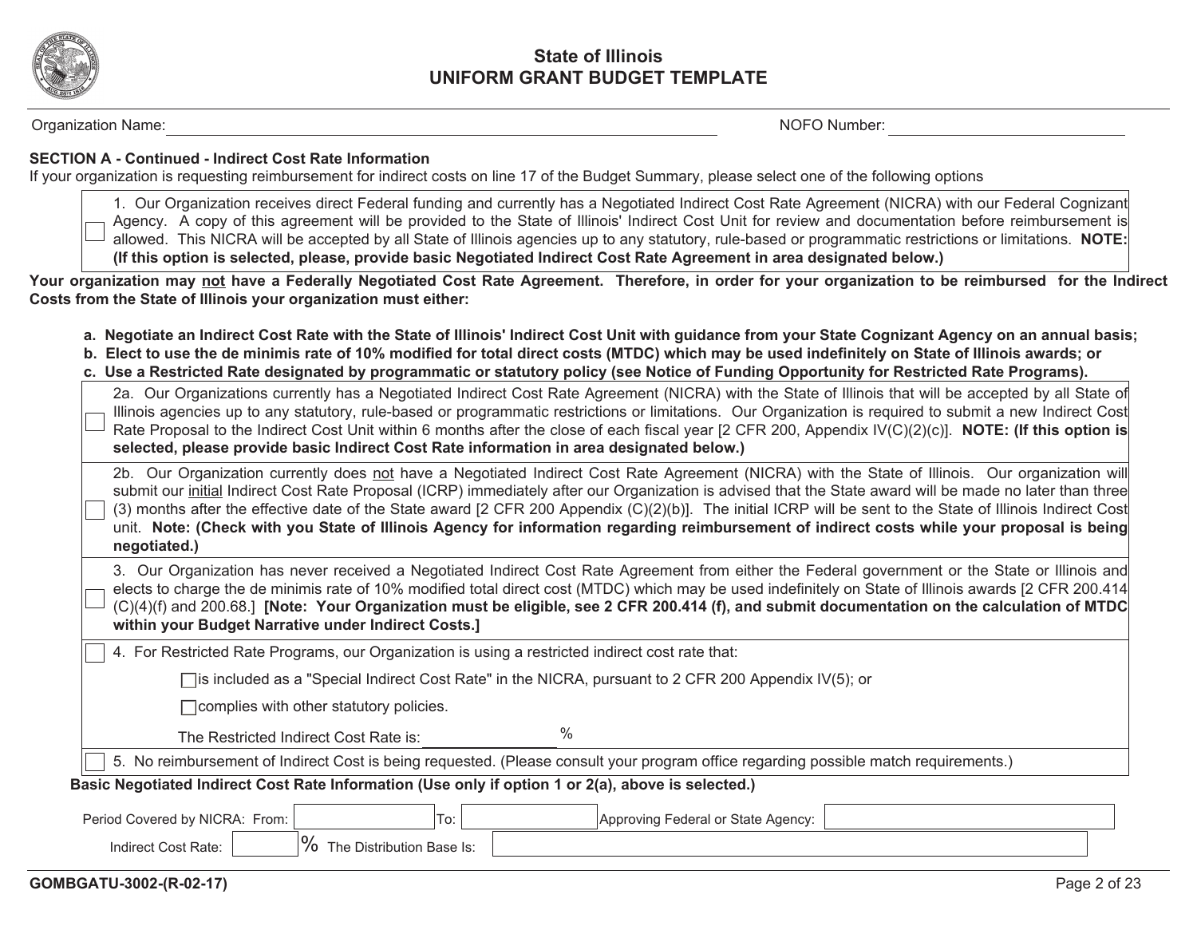# State of Illinois
# UNIFORM GRANT BUDGET TEMPLATE

Organization Name: ______________________________ NOFO Number: ______________________________

**SECTION A - Continued - Indirect Cost Rate Information**

If your organization is requesting reimbursement for indirect costs on line 17 of the Budget Summary, please select one of the following options

☐ 1. Our Organization receives direct Federal funding and currently has a Negotiated Indirect Cost Rate Agreement (NICRA) with our Federal Cognizant Agency. A copy of this agreement will be provided to the State of Illinois' Indirect Cost Unit for review and documentation before reimbursement is allowed. This NICRA will be accepted by all State of Illinois agencies up to any statutory, rule-based or programmatic restrictions or limitations. **NOTE: (If this option is selected, please, provide basic Negotiated Indirect Cost Rate Agreement in area designated below.)**

**Your organization may not have a Federally Negotiated Cost Rate Agreement. Therefore, in order for your organization to be reimbursed for the Indirect Costs from the State of Illinois your organization must either:**

**a. Negotiate an Indirect Cost Rate with the State of Illinois' Indirect Cost Unit with guidance from your State Cognizant Agency on an annual basis;**
**b. Elect to use the de minimis rate of 10% modified for total direct costs (MTDC) which may be used indefinitely on State of Illinois awards; or**
**c. Use a Restricted Rate designated by programmatic or statutory policy (see Notice of Funding Opportunity for Restricted Rate Programs).**

☐ 2a. Our Organizations currently has a Negotiated Indirect Cost Rate Agreement (NICRA) with the State of Illinois that will be accepted by all State of Illinois agencies up to any statutory, rule-based or programmatic restrictions or limitations. Our Organization is required to submit a new Indirect Cost Rate Proposal to the Indirect Cost Unit within 6 months after the close of each fiscal year [2 CFR 200, Appendix IV(C)(2)(c)]. **NOTE: (If this option is selected, please provide basic Indirect Cost Rate information in area designated below.)**

☐ 2b. Our Organization currently does not have a Negotiated Indirect Cost Rate Agreement (NICRA) with the State of Illinois. Our organization will submit our initial Indirect Cost Rate Proposal (ICRP) immediately after our Organization is advised that the State award will be made no later than three (3) months after the effective date of the State award [2 CFR 200 Appendix (C)(2)(b)]. The initial ICRP will be sent to the State of Illinois Indirect Cost unit. **Note: (Check with you State of Illinois Agency for information regarding reimbursement of indirect costs while your proposal is being negotiated.)**

☐ 3. Our Organization has never received a Negotiated Indirect Cost Rate Agreement from either the Federal government or the State or Illinois and elects to charge the de minimis rate of 10% modified total direct cost (MTDC) which may be used indefinitely on State of Illinois awards [2 CFR 200.414 (C)(4)(f) and 200.68.] **[Note: Your Organization must be eligible, see 2 CFR 200.414 (f), and submit documentation on the calculation of MTDC within your Budget Narrative under Indirect Costs.]**

☐ 4. For Restricted Rate Programs, our Organization is using a restricted indirect cost rate that:

- ☐ is included as a "Special Indirect Cost Rate" in the NICRA, pursuant to 2 CFR 200 Appendix IV(5); or
- ☐ complies with other statutory policies.

The Restricted Indirect Cost Rate is: __________ %

☐ 5. No reimbursement of Indirect Cost is being requested. (Please consult your program office regarding possible match requirements.)

**Basic Negotiated Indirect Cost Rate Information (Use only if option 1 or 2(a), above is selected.)**

Period Covered by NICRA: From: __________ To: __________ Approving Federal or State Agency: __________

Indirect Cost Rate: __________ % The Distribution Base Is: __________

GOMBGATU-3002-(R-02-17)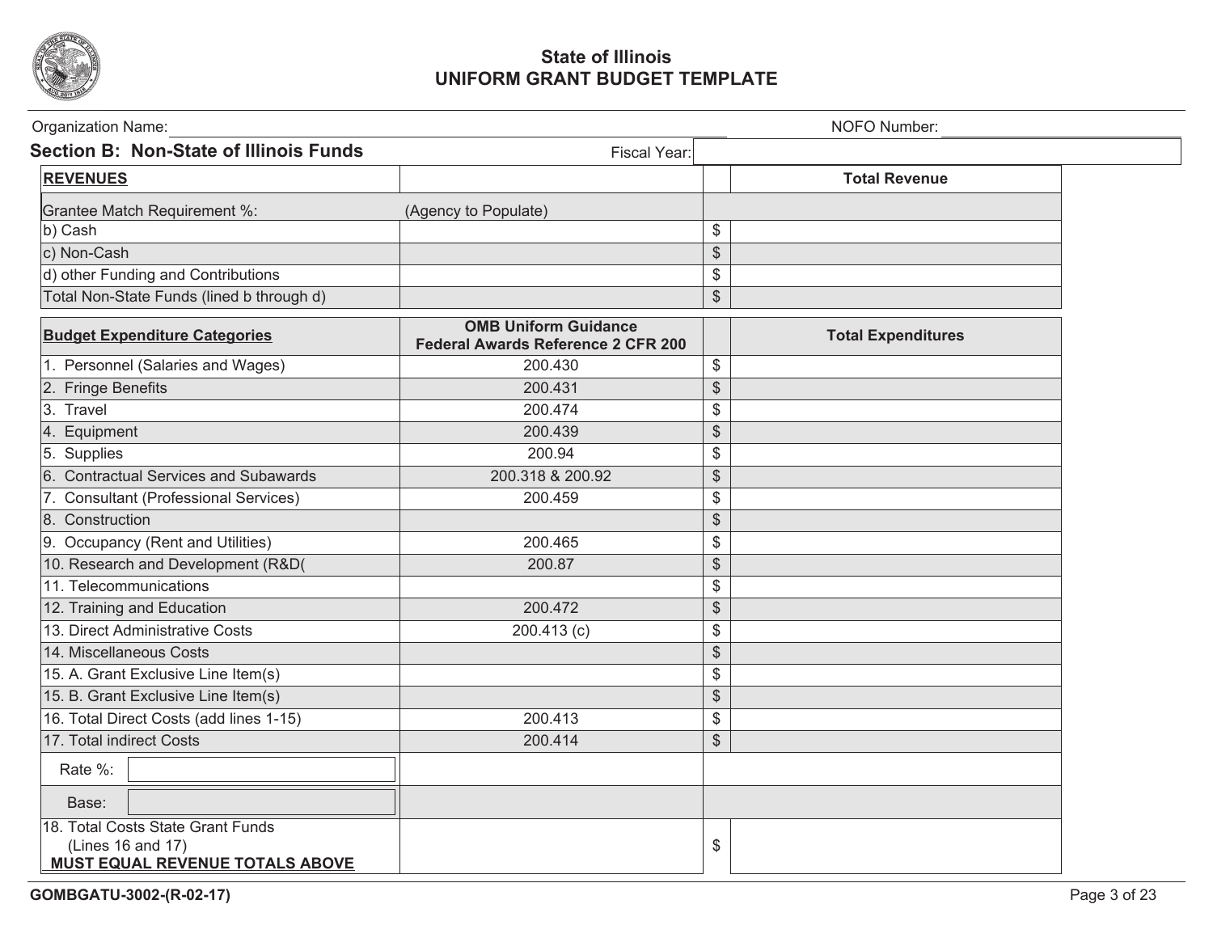# State of Illinois
# UNIFORM GRANT BUDGET TEMPLATE

Organization Name: ______________________ NOFO Number: ______________________

## Section B: Non-State of Illinois Funds

Fiscal Year: ______________________

| REVENUES | | | Total Revenue |
|---|---|---|---|
| Grantee Match Requirement %: | (Agency to Populate) | | |
| b) Cash | | $ | |
| c) Non-Cash | | $ | |
| d) other Funding and Contributions | | $ | |
| Total Non-State Funds (lined b through d) | | $ | |

| Budget Expenditure Categories | OMB Uniform Guidance Federal Awards Reference 2 CFR 200 | | Total Expenditures |
|---|---|---|---|
| 1. Personnel (Salaries and Wages) | 200.430 | $ | |
| 2. Fringe Benefits | 200.431 | $ | |
| 3. Travel | 200.474 | $ | |
| 4. Equipment | 200.439 | $ | |
| 5. Supplies | 200.94 | $ | |
| 6. Contractual Services and Subawards | 200.318 & 200.92 | $ | |
| 7. Consultant (Professional Services) | 200.459 | $ | |
| 8. Construction | | $ | |
| 9. Occupancy (Rent and Utilities) | 200.465 | $ | |
| 10. Research and Development (R&D( | 200.87 | $ | |
| 11. Telecommunications | | $ | |
| 12. Training and Education | 200.472 | $ | |
| 13. Direct Administrative Costs | 200.413 (c) | $ | |
| 14. Miscellaneous Costs | | $ | |
| 15. A. Grant Exclusive Line Item(s) | | $ | |
| 15. B. Grant Exclusive Line Item(s) | | $ | |
| 16. Total Direct Costs (add lines 1-15) | 200.413 | $ | |
| 17. Total indirect Costs | 200.414 | $ | |
| Rate %: | | | |
| Base: | | | |
| 18. Total Costs State Grant Funds (Lines 16 and 17) **MUST EQUAL REVENUE TOTALS ABOVE** | | $ | |

**GOMBGATU-3002-(R-02-17)**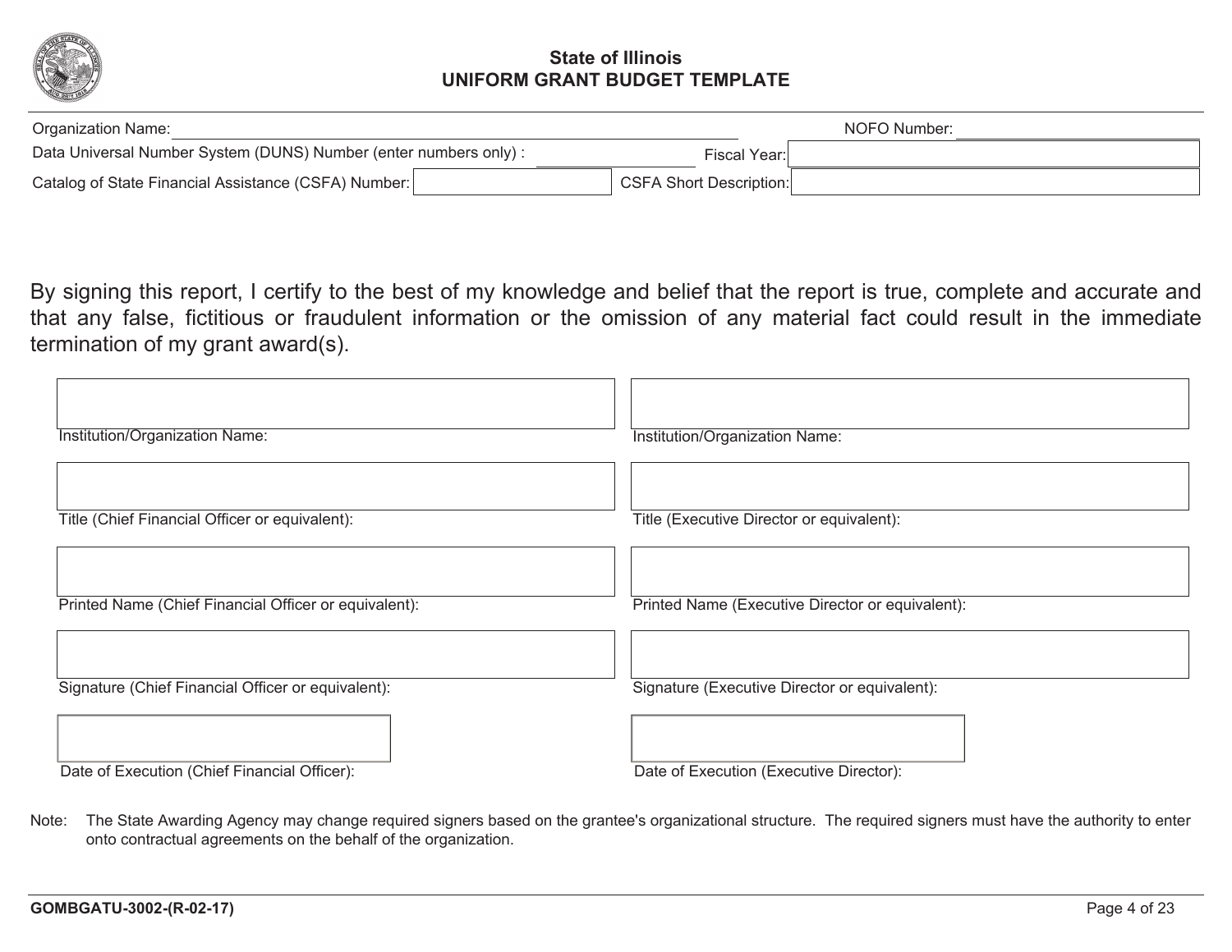# State of Illinois
# UNIFORM GRANT BUDGET TEMPLATE

Organization Name: ______________________ NOFO Number: ______________________

Data Universal Number System (DUNS) Number (enter numbers only) : ______________ Fiscal Year: ______________

Catalog of State Financial Assistance (CSFA) Number: ______________ CSFA Short Description: ______________

By signing this report, I certify to the best of my knowledge and belief that the report is true, complete and accurate and that any false, fictitious or fraudulent information or the omission of any material fact could result in the immediate termination of my grant award(s).

| | |
|---|---|
| Institution/Organization Name: | Institution/Organization Name: |
| Title (Chief Financial Officer or equivalent): | Title (Executive Director or equivalent): |
| Printed Name (Chief Financial Officer or equivalent): | Printed Name (Executive Director or equivalent): |
| Signature (Chief Financial Officer or equivalent): | Signature (Executive Director or equivalent): |
| Date of Execution (Chief Financial Officer): | Date of Execution (Executive Director): |

Note: The State Awarding Agency may change required signers based on the grantee's organizational structure. The required signers must have the authority to enter onto contractual agreements on the behalf of the organization.

GOMBGATU-3002-(R-02-17)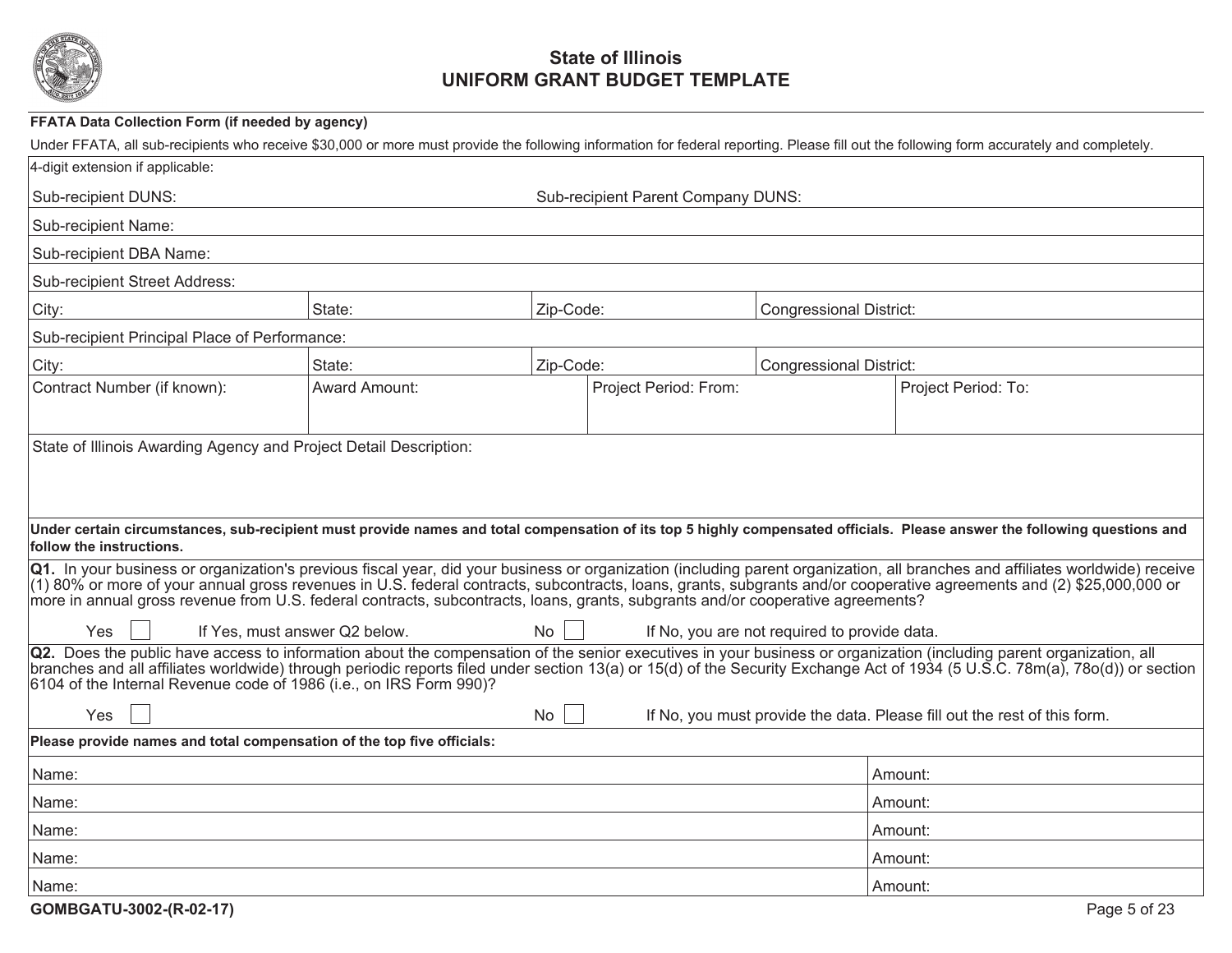# State of Illinois
# UNIFORM GRANT BUDGET TEMPLATE

**FFATA Data Collection Form (if needed by agency)**

Under FFATA, all sub-recipients who receive $30,000 or more must provide the following information for federal reporting. Please fill out the following form accurately and completely.

4-digit extension if applicable:

Sub-recipient DUNS: | Sub-recipient Parent Company DUNS:

Sub-recipient Name:

Sub-recipient DBA Name:

Sub-recipient Street Address:

| City: | State: | Zip-Code: | Congressional District: |
|---|---|---|---|

Sub-recipient Principal Place of Performance:

| City: | State: | Zip-Code: | Congressional District: |
|---|---|---|---|

| Contract Number (if known): | Award Amount: | Project Period: From: | Project Period: To: |
|---|---|---|---|

State of Illinois Awarding Agency and Project Detail Description:

**Under certain circumstances, sub-recipient must provide names and total compensation of its top 5 highly compensated officials. Please answer the following questions and follow the instructions.**

**Q1.** In your business or organization's previous fiscal year, did your business or organization (including parent organization, all branches and affiliates worldwide) receive (1) 80% or more of your annual gross revenues in U.S. federal contracts, subcontracts, loans, grants, subgrants and/or cooperative agreements and (2) $25,000,000 or more in annual gross revenue from U.S. federal contracts, subcontracts, loans, grants, subgrants and/or cooperative agreements?

Yes ☐ If Yes, must answer Q2 below. No ☐ If No, you are not required to provide data.

**Q2.** Does the public have access to information about the compensation of the senior executives in your business or organization (including parent organization, all branches and all affiliates worldwide) through periodic reports filed under section 13(a) or 15(d) of the Security Exchange Act of 1934 (5 U.S.C. 78m(a), 78o(d)) or section 6104 of the Internal Revenue code of 1986 (i.e., on IRS Form 990)?

Yes ☐ No ☐ If No, you must provide the data. Please fill out the rest of this form.

**Please provide names and total compensation of the top five officials:**

| Name: | Amount: |
|---|---|
| Name: | Amount: |
| Name: | Amount: |
| Name: | Amount: |
| Name: | Amount: |

GOMBGATU-3002-(R-02-17)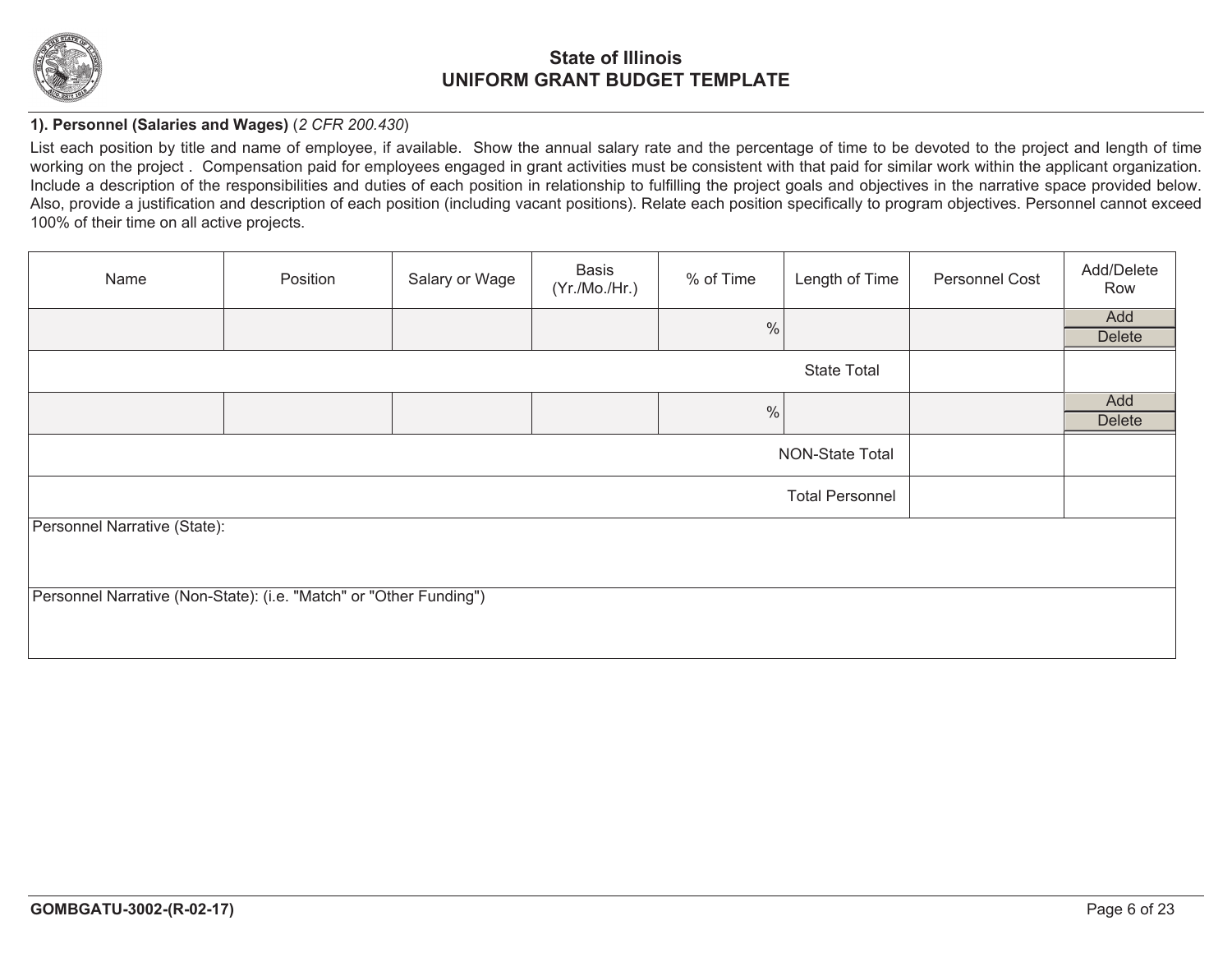# State of Illinois
# UNIFORM GRANT BUDGET TEMPLATE

**1). Personnel (Salaries and Wages)** (*2 CFR 200.430*)

List each position by title and name of employee, if available. Show the annual salary rate and the percentage of time to be devoted to the project and length of time working on the project . Compensation paid for employees engaged in grant activities must be consistent with that paid for similar work within the applicant organization. Include a description of the responsibilities and duties of each position in relationship to fulfilling the project goals and objectives in the narrative space provided below. Also, provide a justification and description of each position (including vacant positions). Relate each position specifically to program objectives. Personnel cannot exceed 100% of their time on all active projects.

| Name | Position | Salary or Wage | Basis (Yr./Mo./Hr.) | % of Time | Length of Time | Personnel Cost | Add/Delete Row |
|---|---|---|---|---|---|---|---|
| | | | | % | | | Add Delete |
| | | | | | State Total | | |
| | | | | % | | | Add Delete |
| | | | | | NON-State Total | | |
| | | | | | Total Personnel | | |

Personnel Narrative (State):

Personnel Narrative (Non-State): (i.e. "Match" or "Other Funding")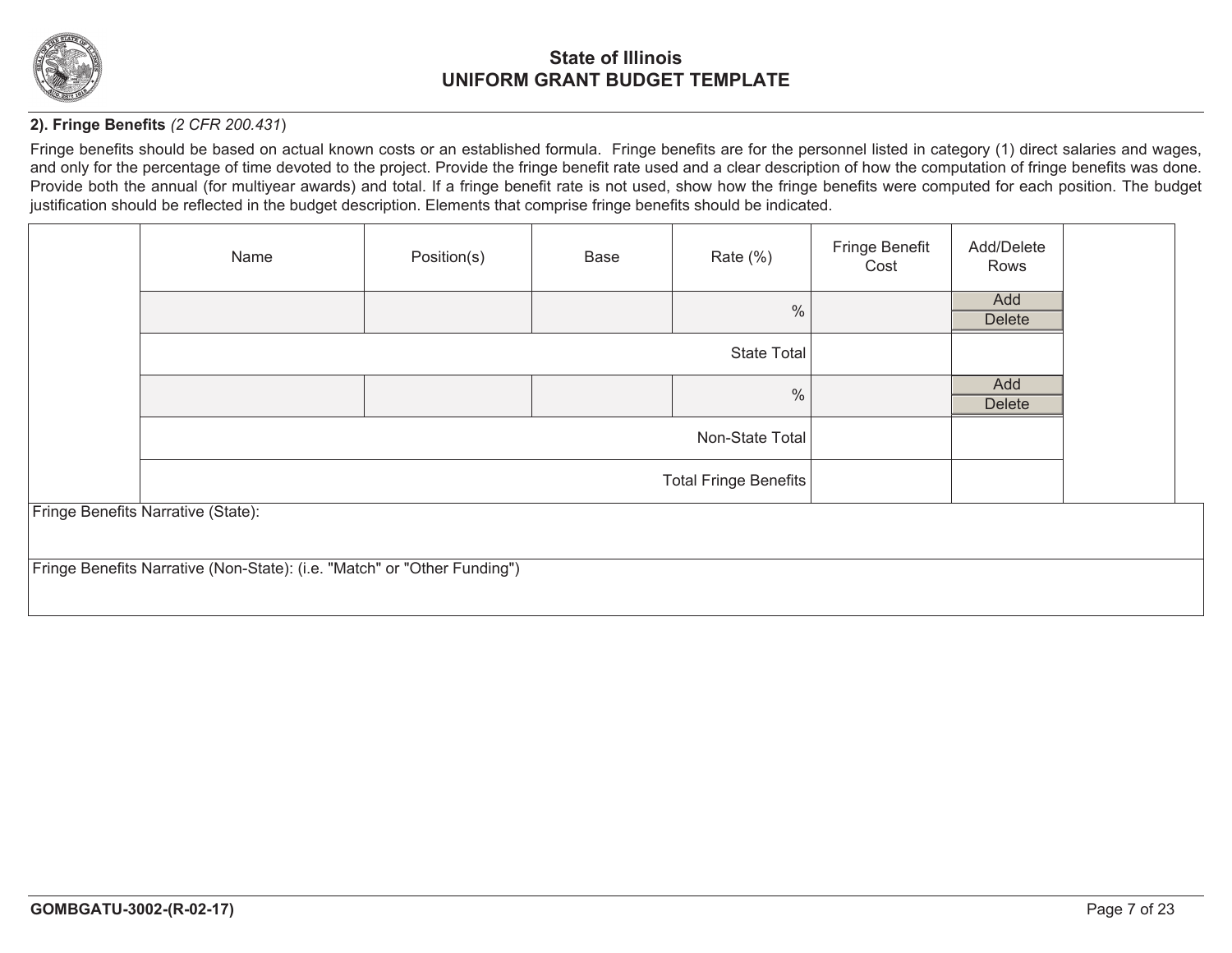# State of Illinois
## UNIFORM GRANT BUDGET TEMPLATE

**2). Fringe Benefits** *(2 CFR 200.431)*

Fringe benefits should be based on actual known costs or an established formula. Fringe benefits are for the personnel listed in category (1) direct salaries and wages, and only for the percentage of time devoted to the project. Provide the fringe benefit rate used and a clear description of how the computation of fringe benefits was done. Provide both the annual (for multiyear awards) and total. If a fringe benefit rate is not used, show how the fringe benefits were computed for each position. The budget justification should be reflected in the budget description. Elements that comprise fringe benefits should be indicated.

| Name | Position(s) | Base | Rate (%) | Fringe Benefit Cost | Add/Delete Rows |
|---|---|---|---|---|---|
| | | | % | | Add / Delete |
| | | | State Total | | |
| | | | % | | Add / Delete |
| | | | Non-State Total | | |
| | | | Total Fringe Benefits | | |

Fringe Benefits Narrative (State):

Fringe Benefits Narrative (Non-State): (i.e. "Match" or "Other Funding")

GOMBGATU-3002-(R-02-17)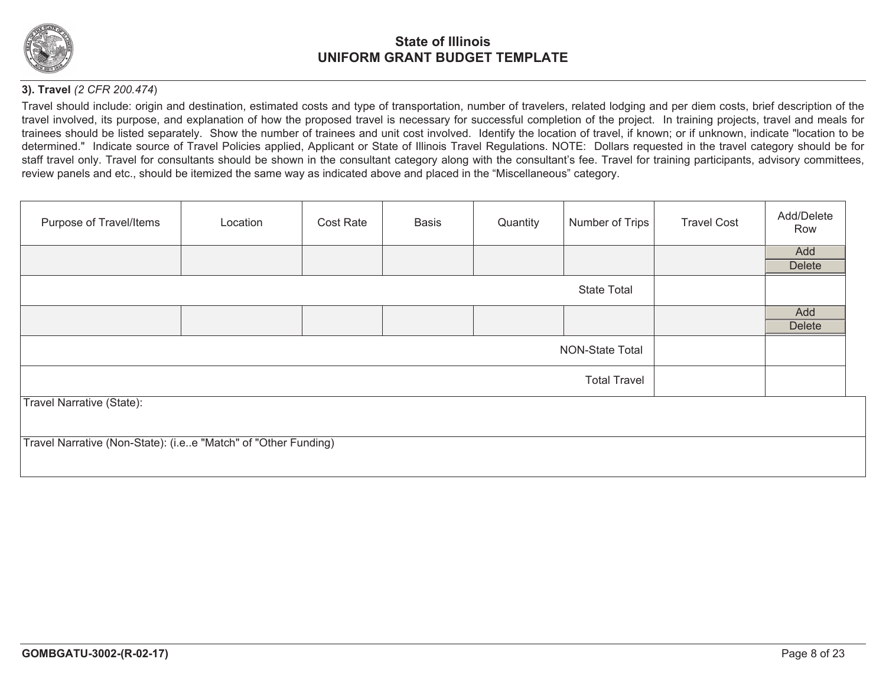# State of Illinois
# UNIFORM GRANT BUDGET TEMPLATE

**3). Travel** *(2 CFR 200.474)*

Travel should include: origin and destination, estimated costs and type of transportation, number of travelers, related lodging and per diem costs, brief description of the travel involved, its purpose, and explanation of how the proposed travel is necessary for successful completion of the project. In training projects, travel and meals for trainees should be listed separately. Show the number of trainees and unit cost involved. Identify the location of travel, if known; or if unknown, indicate "location to be determined." Indicate source of Travel Policies applied, Applicant or State of Illinois Travel Regulations. NOTE: Dollars requested in the travel category should be for staff travel only. Travel for consultants should be shown in the consultant category along with the consultant's fee. Travel for training participants, advisory committees, review panels and etc., should be itemized the same way as indicated above and placed in the "Miscellaneous" category.

| Purpose of Travel/Items | Location | Cost Rate | Basis | Quantity | Number of Trips | Travel Cost | Add/Delete Row |
|---|---|---|---|---|---|---|---|
| | | | | | | | Add Delete |
| | | | | | State Total | | |
| | | | | | | | Add Delete |
| | | | | | NON-State Total | | |
| | | | | | Total Travel | | |

Travel Narrative (State):

Travel Narrative (Non-State): (i.e..e "Match" of "Other Funding)

GOMBGATU-3002-(R-02-17)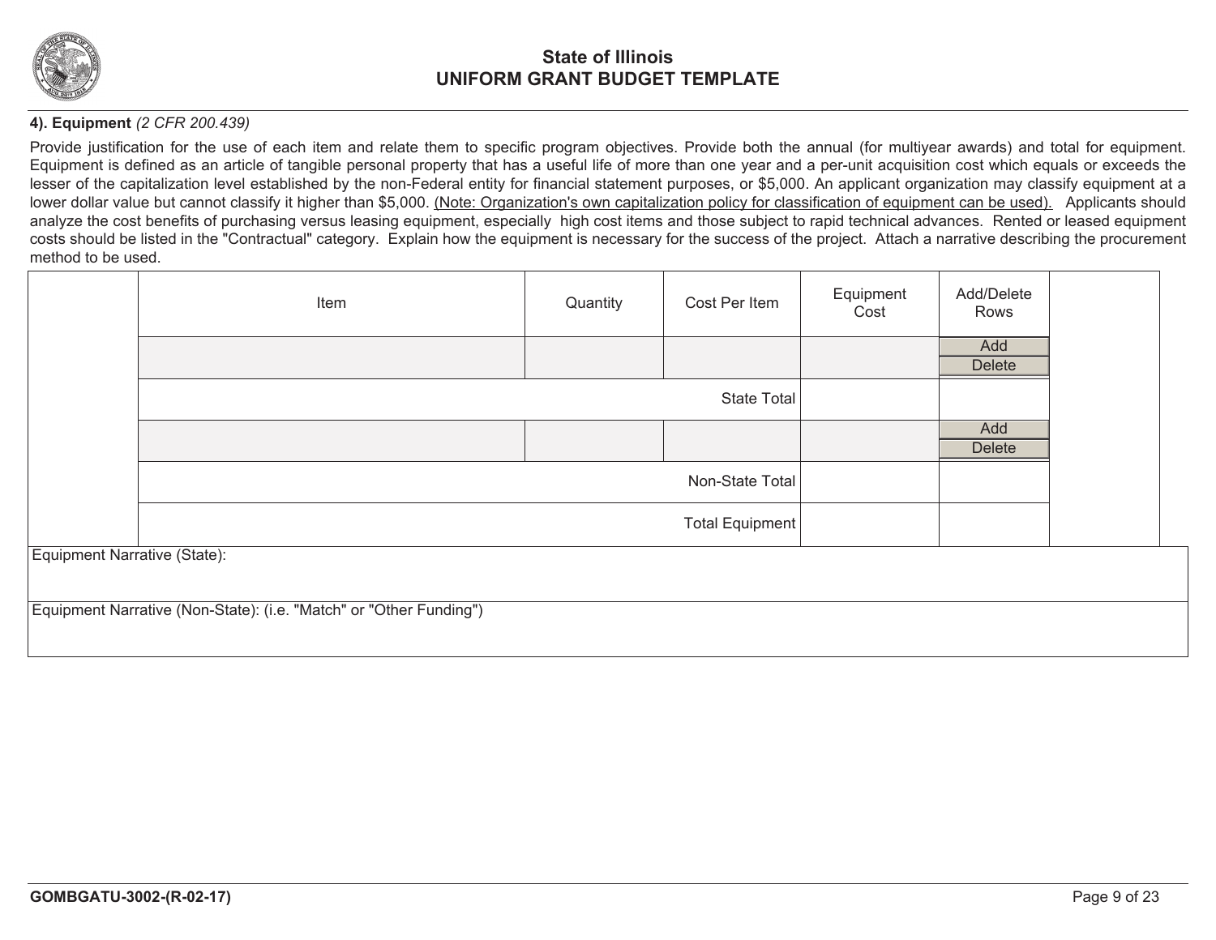# State of Illinois
# UNIFORM GRANT BUDGET TEMPLATE

**4). Equipment** *(2 CFR 200.439)*

Provide justification for the use of each item and relate them to specific program objectives. Provide both the annual (for multiyear awards) and total for equipment. Equipment is defined as an article of tangible personal property that has a useful life of more than one year and a per-unit acquisition cost which equals or exceeds the lesser of the capitalization level established by the non-Federal entity for financial statement purposes, or $5,000. An applicant organization may classify equipment at a lower dollar value but cannot classify it higher than $5,000. <u>(Note: Organization's own capitalization policy for classification of equipment can be used).</u> Applicants should analyze the cost benefits of purchasing versus leasing equipment, especially high cost items and those subject to rapid technical advances. Rented or leased equipment costs should be listed in the "Contractual" category. Explain how the equipment is necessary for the success of the project. Attach a narrative describing the procurement method to be used.

| Item | Quantity | Cost Per Item | Equipment Cost | Add/Delete Rows |
|---|---|---|---|---|
| | | | | Add Delete |
| | | State Total | | |
| | | | | Add Delete |
| | | Non-State Total | | |
| | | Total Equipment | | |

Equipment Narrative (State):

Equipment Narrative (Non-State): (i.e. "Match" or "Other Funding")

GOMBGATU-3002-(R-02-17)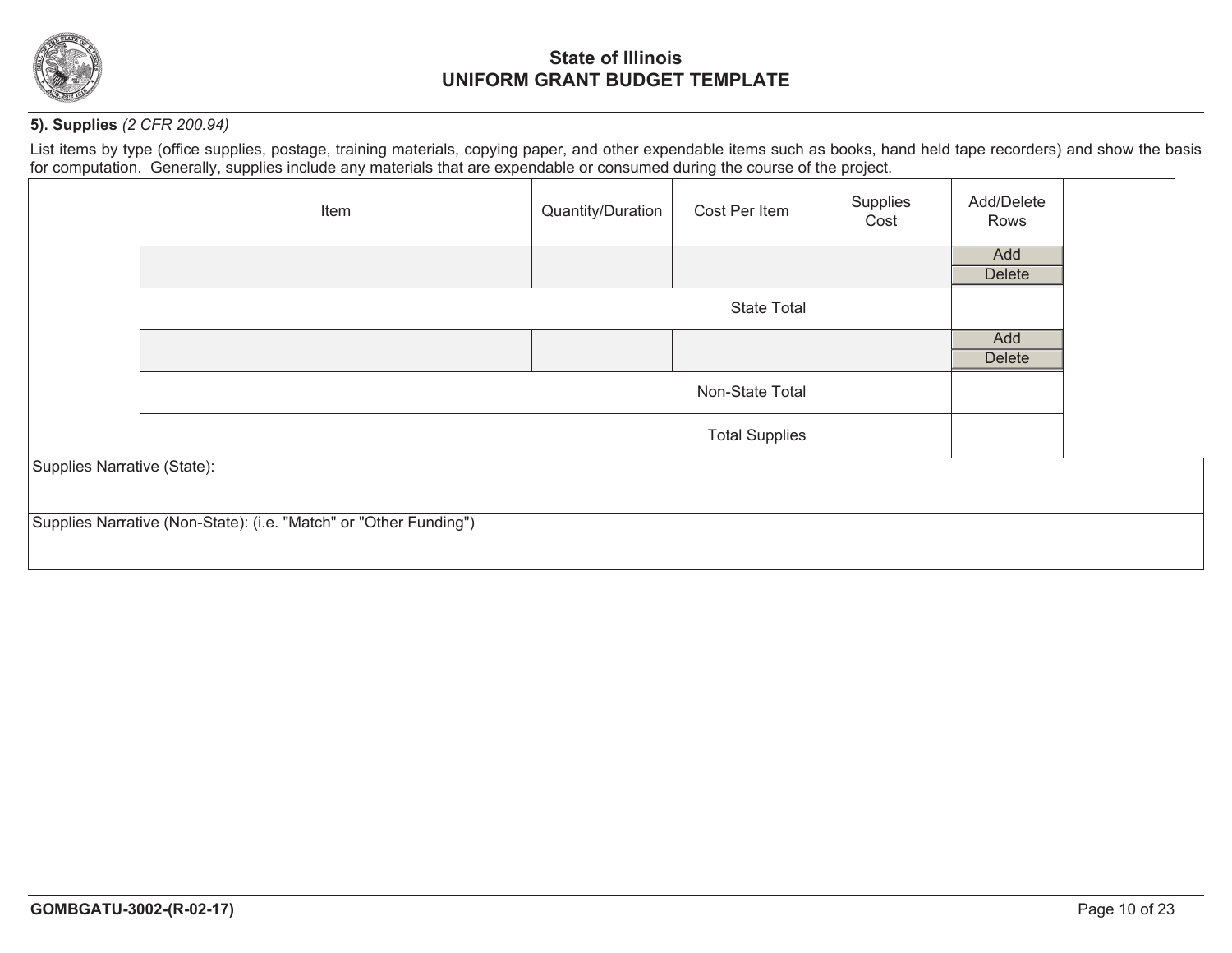## 5). Supplies *(2 CFR 200.94)*

List items by type (office supplies, postage, training materials, copying paper, and other expendable items such as books, hand held tape recorders) and show the basis for computation. Generally, supplies include any materials that are expendable or consumed during the course of the project.

| Item | Quantity/Duration | Cost Per Item | Supplies Cost | Add/Delete Rows |
|---|---|---|---|---|
| | | | | Add Delete |
| | | State Total | | |
| | | | | Add Delete |
| | | Non-State Total | | |
| | | Total Supplies | | |

Supplies Narrative (State):

Supplies Narrative (Non-State): (i.e. "Match" or "Other Funding")

GOMBGATU-3002-(R-02-17)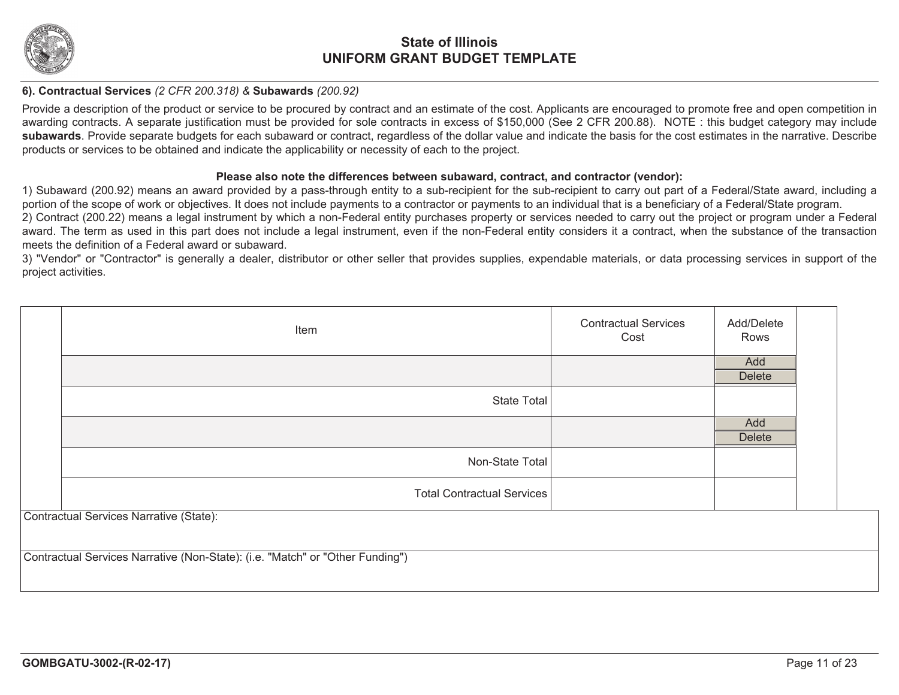# State of Illinois
# UNIFORM GRANT BUDGET TEMPLATE

**6). Contractual Services** *(2 CFR 200.318)* & **Subawards** *(200.92)*

Provide a description of the product or service to be procured by contract and an estimate of the cost. Applicants are encouraged to promote free and open competition in awarding contracts. A separate justification must be provided for sole contracts in excess of $150,000 (See 2 CFR 200.88). NOTE : this budget category may include **subawards**. Provide separate budgets for each subaward or contract, regardless of the dollar value and indicate the basis for the cost estimates in the narrative. Describe products or services to be obtained and indicate the applicability or necessity of each to the project.

**Please also note the differences between subaward, contract, and contractor (vendor):**

1) Subaward (200.92) means an award provided by a pass-through entity to a sub-recipient for the sub-recipient to carry out part of a Federal/State award, including a portion of the scope of work or objectives. It does not include payments to a contractor or payments to an individual that is a beneficiary of a Federal/State program.
2) Contract (200.22) means a legal instrument by which a non-Federal entity purchases property or services needed to carry out the project or program under a Federal award. The term as used in this part does not include a legal instrument, even if the non-Federal entity considers it a contract, when the substance of the transaction meets the definition of a Federal award or subaward.
3) "Vendor" or "Contractor" is generally a dealer, distributor or other seller that provides supplies, expendable materials, or data processing services in support of the project activities.

| Item | Contractual Services Cost | Add/Delete Rows |
|---|---|---|
| | | Add / Delete |
| State Total | | |
| | | Add / Delete |
| Non-State Total | | |
| Total Contractual Services | | |

Contractual Services Narrative (State):

Contractual Services Narrative (Non-State): (i.e. "Match" or "Other Funding")

GOMBGATU-3002-(R-02-17)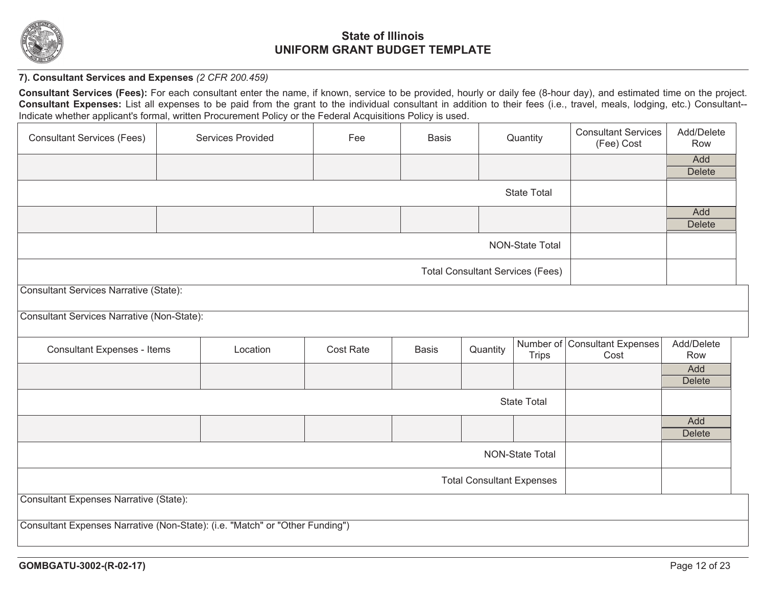# State of Illinois
# UNIFORM GRANT BUDGET TEMPLATE

**7). Consultant Services and Expenses** *(2 CFR 200.459)*

**Consultant Services (Fees):** For each consultant enter the name, if known, service to be provided, hourly or daily fee (8-hour day), and estimated time on the project. **Consultant Expenses:** List all expenses to be paid from the grant to the individual consultant in addition to their fees (i.e., travel, meals, lodging, etc.) Consultant--Indicate whether applicant's formal, written Procurement Policy or the Federal Acquisitions Policy is used.

| Consultant Services (Fees) | Services Provided | Fee | Basis | Quantity | Consultant Services (Fee) Cost | Add/Delete Row |
|---|---|---|---|---|---|---|
| | | | | | | Add Delete |
| | | | | State Total | | |
| | | | | | | Add Delete |
| | | | | NON-State Total | | |
| | | | | Total Consultant Services (Fees) | | |

Consultant Services Narrative (State):

Consultant Services Narrative (Non-State):

| Consultant Expenses - Items | Location | Cost Rate | Basis | Quantity | Number of Trips | Consultant Expenses Cost | Add/Delete Row |
|---|---|---|---|---|---|---|---|
| | | | | | | | Add Delete |
| | | | | | State Total | | |
| | | | | | | | Add Delete |
| | | | | | NON-State Total | | |
| | | | | | Total Consultant Expenses | | |

Consultant Expenses Narrative (State):

Consultant Expenses Narrative (Non-State): (i.e. "Match" or "Other Funding")

GOMBGATU-3002-(R-02-17)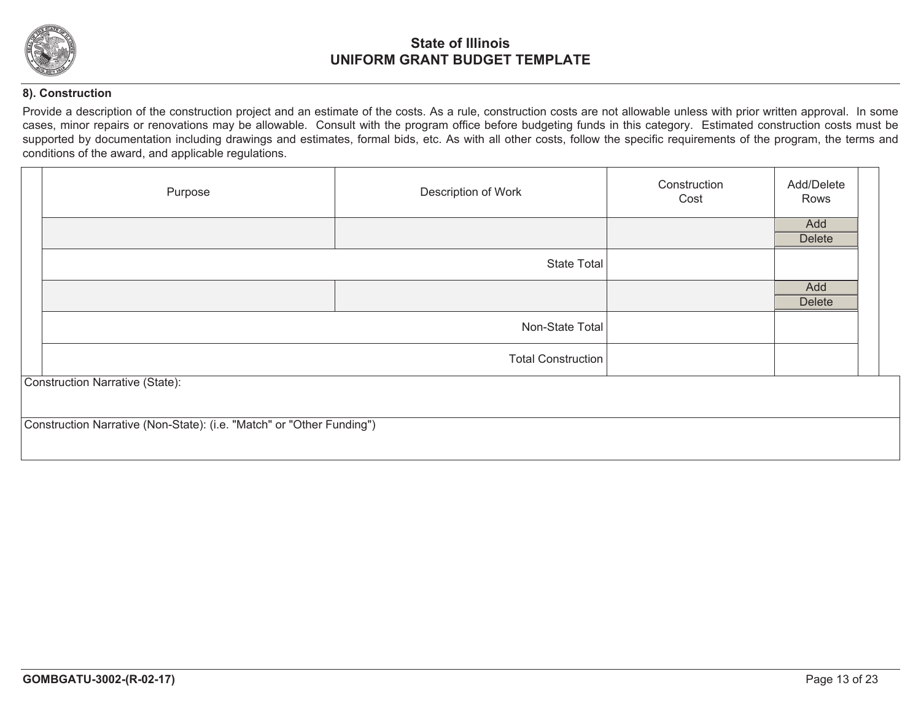# State of Illinois
## UNIFORM GRANT BUDGET TEMPLATE

**8). Construction**

Provide a description of the construction project and an estimate of the costs. As a rule, construction costs are not allowable unless with prior written approval. In some cases, minor repairs or renovations may be allowable. Consult with the program office before budgeting funds in this category. Estimated construction costs must be supported by documentation including drawings and estimates, formal bids, etc. As with all other costs, follow the specific requirements of the program, the terms and conditions of the award, and applicable regulations.

| Purpose | Description of Work | Construction Cost | Add/Delete Rows |
|---|---|---|---|
| | | | Add Delete |
| | State Total | | |
| | | | Add Delete |
| | Non-State Total | | |
| | Total Construction | | |

Construction Narrative (State):

Construction Narrative (Non-State): (i.e. "Match" or "Other Funding")

GOMBGATU-3002-(R-02-17)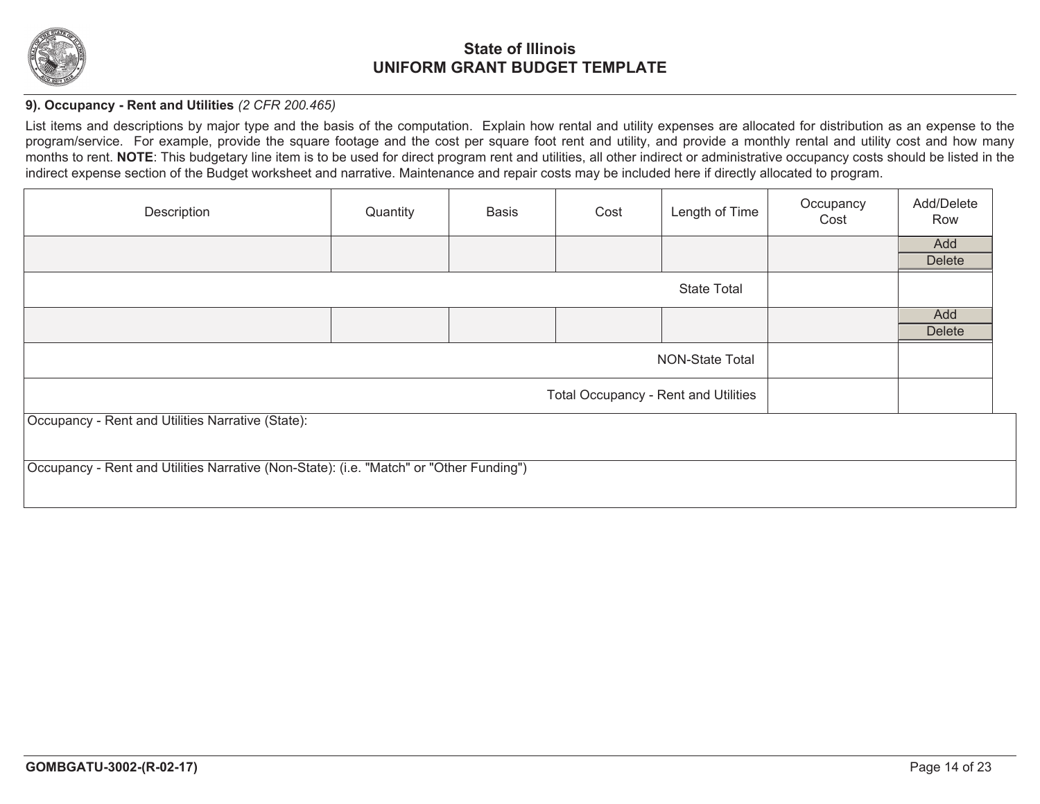# State of Illinois
# UNIFORM GRANT BUDGET TEMPLATE

**9). Occupancy - Rent and Utilities** *(2 CFR 200.465)*

List items and descriptions by major type and the basis of the computation. Explain how rental and utility expenses are allocated for distribution as an expense to the program/service. For example, provide the square footage and the cost per square foot rent and utility, and provide a monthly rental and utility cost and how many months to rent. **NOTE**: This budgetary line item is to be used for direct program rent and utilities, all other indirect or administrative occupancy costs should be listed in the indirect expense section of the Budget worksheet and narrative. Maintenance and repair costs may be included here if directly allocated to program.

| Description | Quantity | Basis | Cost | Length of Time | Occupancy Cost | Add/Delete Row |
|---|---|---|---|---|---|---|
| | | | | | | Add Delete |
| | | | | State Total | | |
| | | | | | | Add Delete |
| | | | | NON-State Total | | |
| | | | | Total Occupancy - Rent and Utilities | | |

Occupancy - Rent and Utilities Narrative (State):

Occupancy - Rent and Utilities Narrative (Non-State): (i.e. "Match" or "Other Funding")

GOMBGATU-3002-(R-02-17)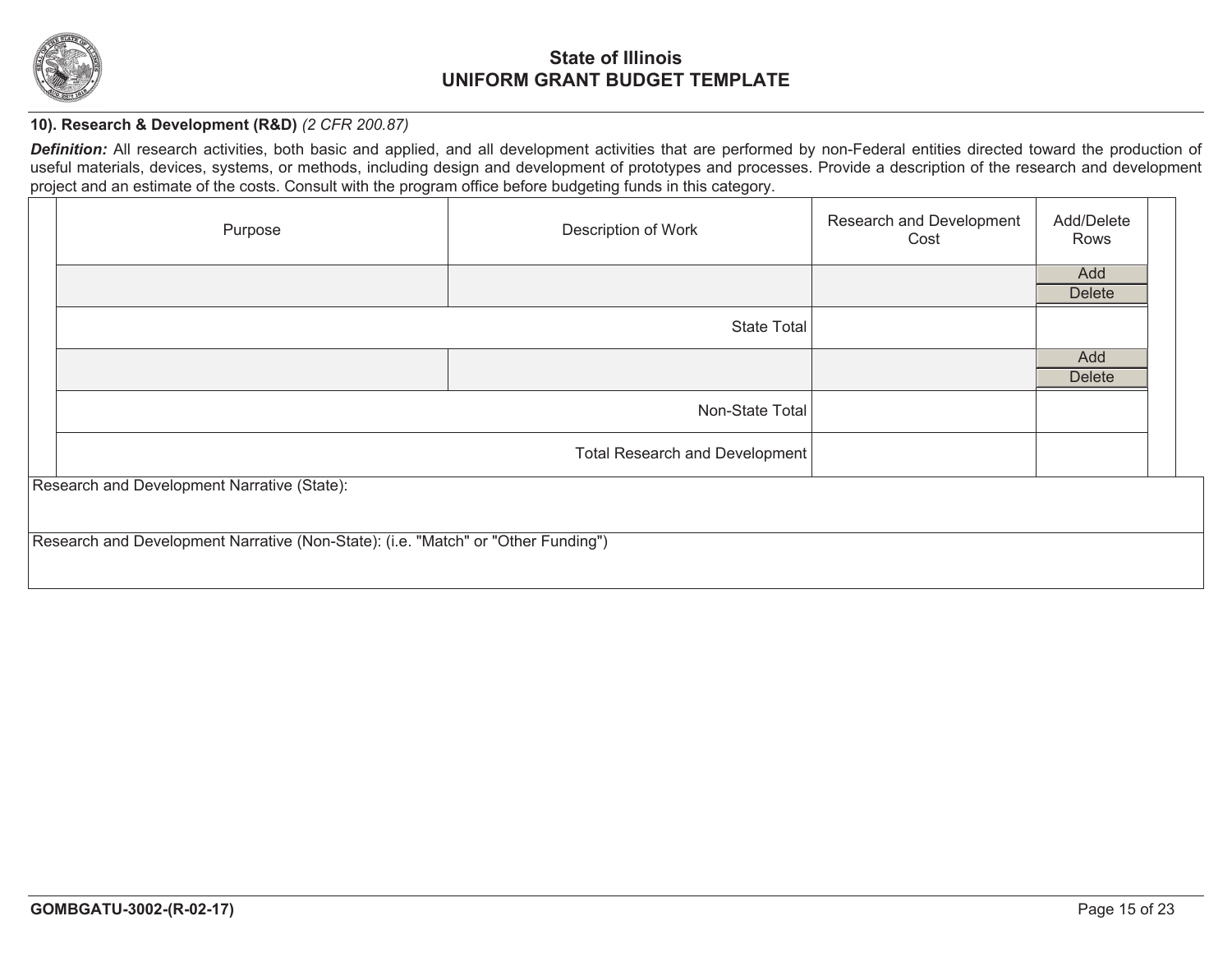**State of Illinois**
**UNIFORM GRANT BUDGET TEMPLATE**

**10). Research & Development (R&D)** *(2 CFR 200.87)*

***Definition:*** All research activities, both basic and applied, and all development activities that are performed by non-Federal entities directed toward the production of useful materials, devices, systems, or methods, including design and development of prototypes and processes. Provide a description of the research and development project and an estimate of the costs. Consult with the program office before budgeting funds in this category.

| Purpose | Description of Work | Research and Development Cost | Add/Delete Rows |
|---|---|---|---|
| | | | Add Delete |
| | State Total | | |
| | | | Add Delete |
| | Non-State Total | | |
| | Total Research and Development | | |

Research and Development Narrative (State):

Research and Development Narrative (Non-State): (i.e. "Match" or "Other Funding")

GOMBGATU-3002-(R-02-17)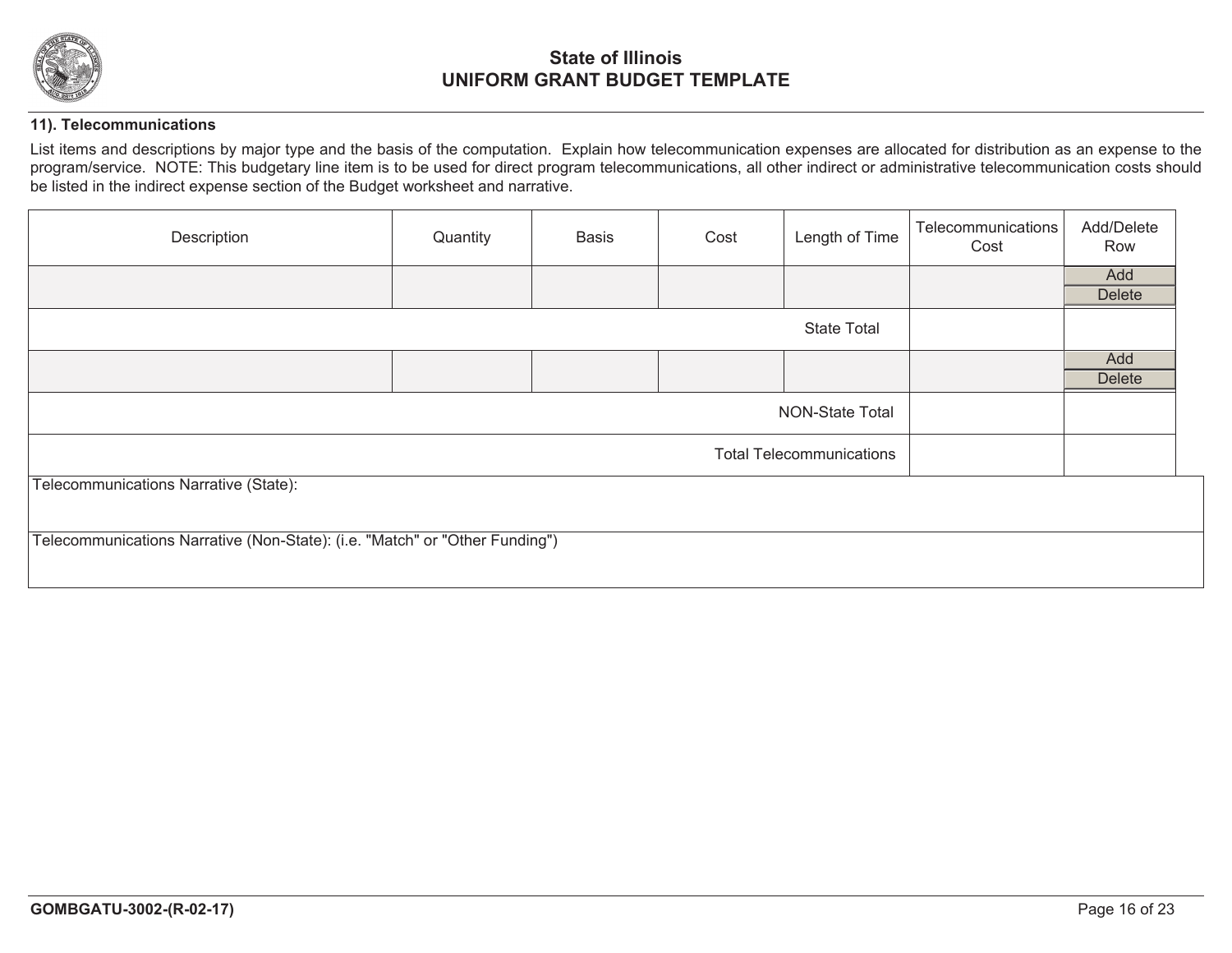# State of Illinois
# UNIFORM GRANT BUDGET TEMPLATE

**11). Telecommunications**

List items and descriptions by major type and the basis of the computation. Explain how telecommunication expenses are allocated for distribution as an expense to the program/service. NOTE: This budgetary line item is to be used for direct program telecommunications, all other indirect or administrative telecommunication costs should be listed in the indirect expense section of the Budget worksheet and narrative.

| Description | Quantity | Basis | Cost | Length of Time | Telecommunications Cost | Add/Delete Row |
|---|---|---|---|---|---|---|
| | | | | | | Add<br>Delete |
| | | | | State Total | | |
| | | | | | | Add<br>Delete |
| | | | | NON-State Total | | |
| | | | | Total Telecommunications | | |

Telecommunications Narrative (State):

Telecommunications Narrative (Non-State): (i.e. "Match" or "Other Funding")

GOMBGATU-3002-(R-02-17)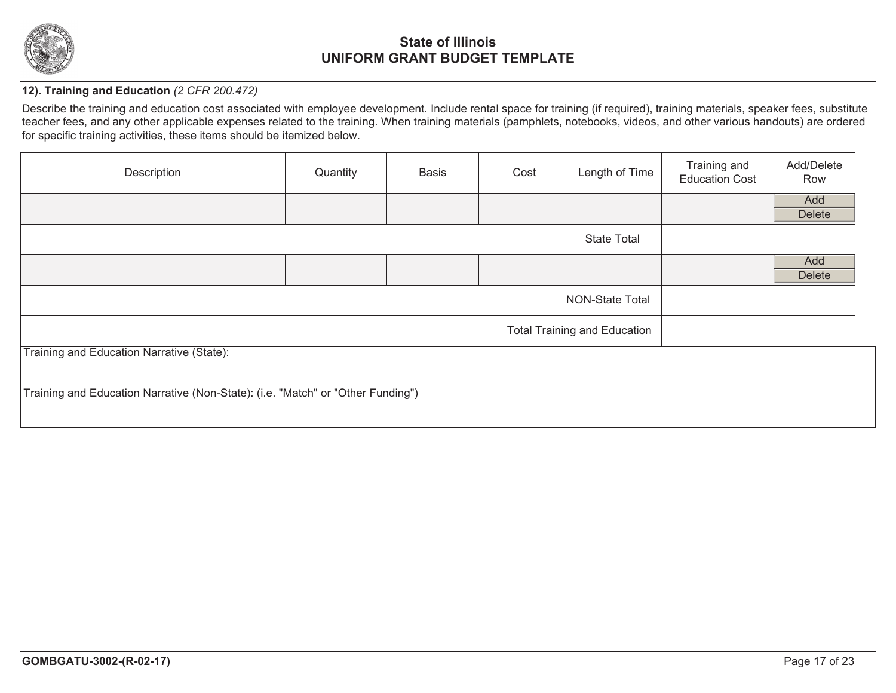## State of Illinois
## UNIFORM GRANT BUDGET TEMPLATE

**12). Training and Education** *(2 CFR 200.472)*

Describe the training and education cost associated with employee development. Include rental space for training (if required), training materials, speaker fees, substitute teacher fees, and any other applicable expenses related to the training. When training materials (pamphlets, notebooks, videos, and other various handouts) are ordered for specific training activities, these items should be itemized below.

| Description | Quantity | Basis | Cost | Length of Time | Training and Education Cost | Add/Delete Row |
|---|---|---|---|---|---|---|
| | | | | | | Add Delete |
| | | | | State Total | | |
| | | | | | | Add Delete |
| | | | | NON-State Total | | |
| | | | | Total Training and Education | | |

Training and Education Narrative (State):

Training and Education Narrative (Non-State): (i.e. "Match" or "Other Funding")

GOMBGATU-3002-(R-02-17)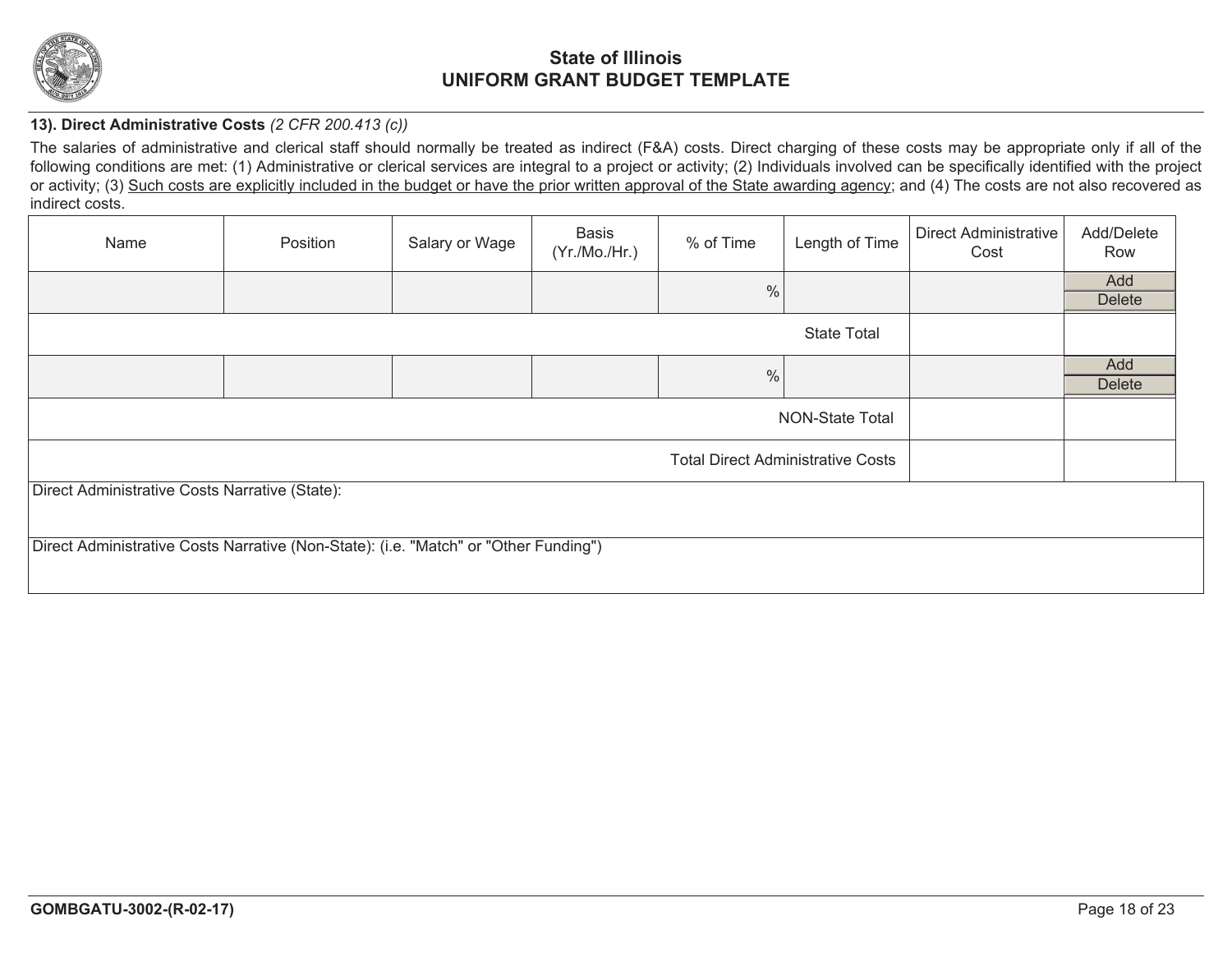# State of Illinois
# UNIFORM GRANT BUDGET TEMPLATE

**13). Direct Administrative Costs** *(2 CFR 200.413 (c))*

The salaries of administrative and clerical staff should normally be treated as indirect (F&A) costs. Direct charging of these costs may be appropriate only if all of the following conditions are met: (1) Administrative or clerical services are integral to a project or activity; (2) Individuals involved can be specifically identified with the project or activity; (3) Such costs are explicitly included in the budget or have the prior written approval of the State awarding agency; and (4) The costs are not also recovered as indirect costs.

| Name | Position | Salary or Wage | Basis (Yr./Mo./Hr.) | % of Time | Length of Time | Direct Administrative Cost | Add/Delete Row |
|---|---|---|---|---|---|---|---|
| | | | | % | | | Add / Delete |
| | | | | | State Total | | |
| | | | | % | | | Add / Delete |
| | | | | | NON-State Total | | |
| | | | | | Total Direct Administrative Costs | | |

Direct Administrative Costs Narrative (State):

Direct Administrative Costs Narrative (Non-State): (i.e. "Match" or "Other Funding")

GOMBGATU-3002-(R-02-17)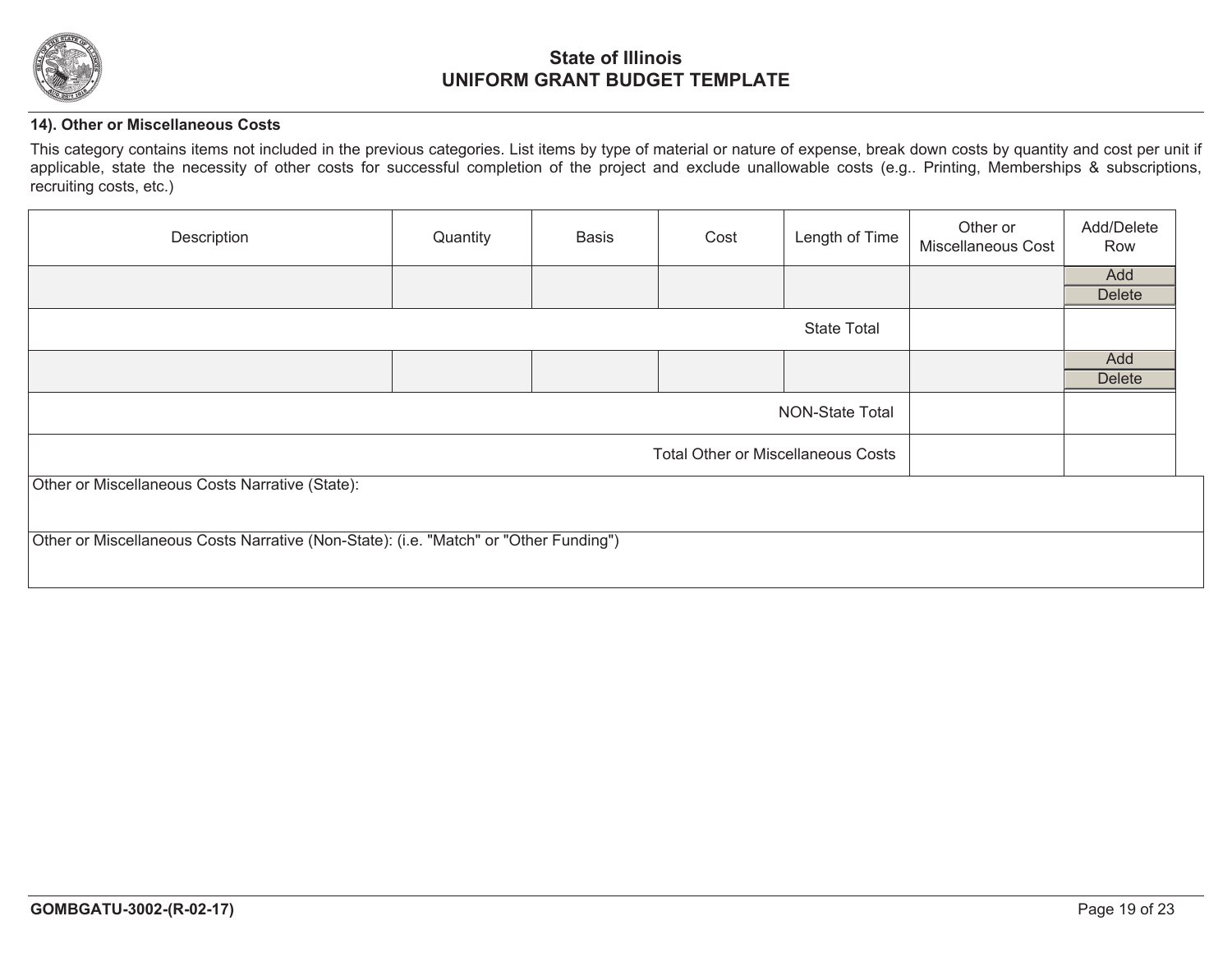# State of Illinois
# UNIFORM GRANT BUDGET TEMPLATE

**14). Other or Miscellaneous Costs**

This category contains items not included in the previous categories. List items by type of material or nature of expense, break down costs by quantity and cost per unit if applicable, state the necessity of other costs for successful completion of the project and exclude unallowable costs (e.g.. Printing, Memberships & subscriptions, recruiting costs, etc.)

| Description | Quantity | Basis | Cost | Length of Time | Other or Miscellaneous Cost | Add/Delete Row |
|---|---|---|---|---|---|---|
| | | | | | | Add Delete |
| | | | | State Total | | |
| | | | | | | Add Delete |
| | | | | NON-State Total | | |
| | | | | Total Other or Miscellaneous Costs | | |

Other or Miscellaneous Costs Narrative (State):

Other or Miscellaneous Costs Narrative (Non-State): (i.e. "Match" or "Other Funding")

GOMBGATU-3002-(R-02-17)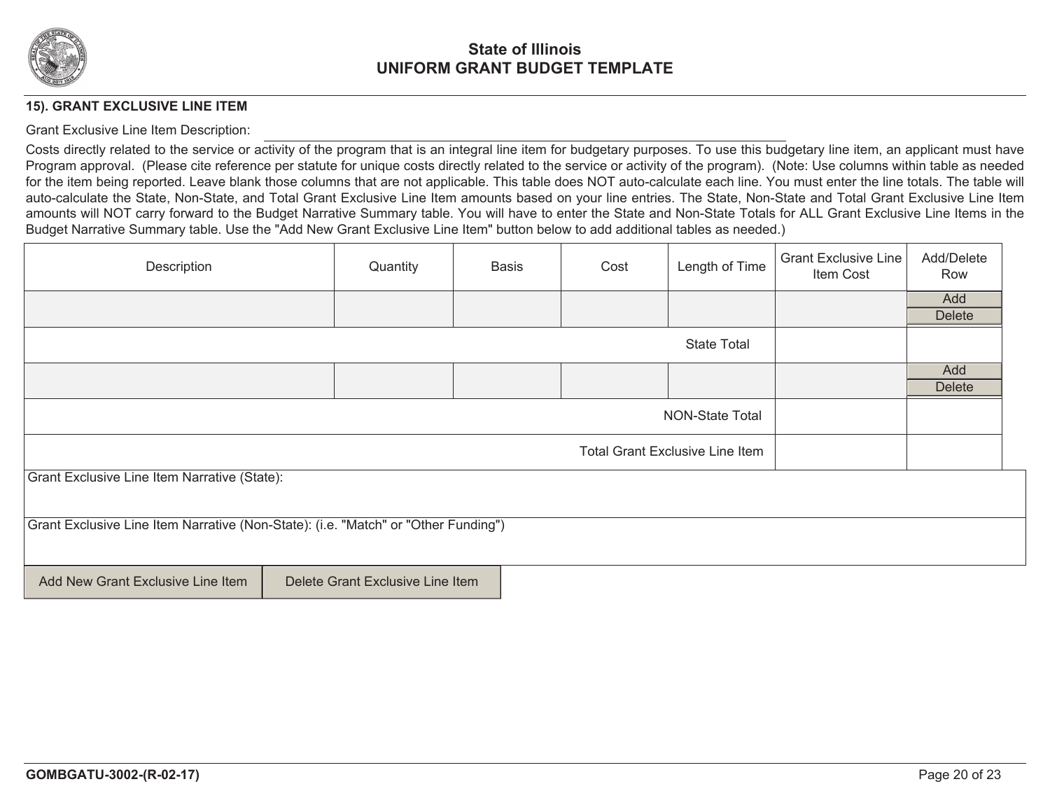**15). GRANT EXCLUSIVE LINE ITEM**

Grant Exclusive Line Item Description: ______________________________

Costs directly related to the service or activity of the program that is an integral line item for budgetary purposes. To use this budgetary line item, an applicant must have Program approval. (Please cite reference per statute for unique costs directly related to the service or activity of the program). (Note: Use columns within table as needed for the item being reported. Leave blank those columns that are not applicable. This table does NOT auto-calculate each line. You must enter the line totals. The table will auto-calculate the State, Non-State, and Total Grant Exclusive Line Item amounts based on your line entries. The State, Non-State and Total Grant Exclusive Line Item amounts will NOT carry forward to the Budget Narrative Summary table. You will have to enter the State and Non-State Totals for ALL Grant Exclusive Line Items in the Budget Narrative Summary table. Use the "Add New Grant Exclusive Line Item" button below to add additional tables as needed.)

| Description | Quantity | Basis | Cost | Length of Time | Grant Exclusive Line Item Cost | Add/Delete Row |
|---|---|---|---|---|---|---|
| | | | | | | Add / Delete |
| | | | | State Total | | |
| | | | | | | Add / Delete |
| | | | | NON-State Total | | |
| | | | | Total Grant Exclusive Line Item | | |

Grant Exclusive Line Item Narrative (State):

Grant Exclusive Line Item Narrative (Non-State): (i.e. "Match" or "Other Funding")

Add New Grant Exclusive Line Item | Delete Grant Exclusive Line Item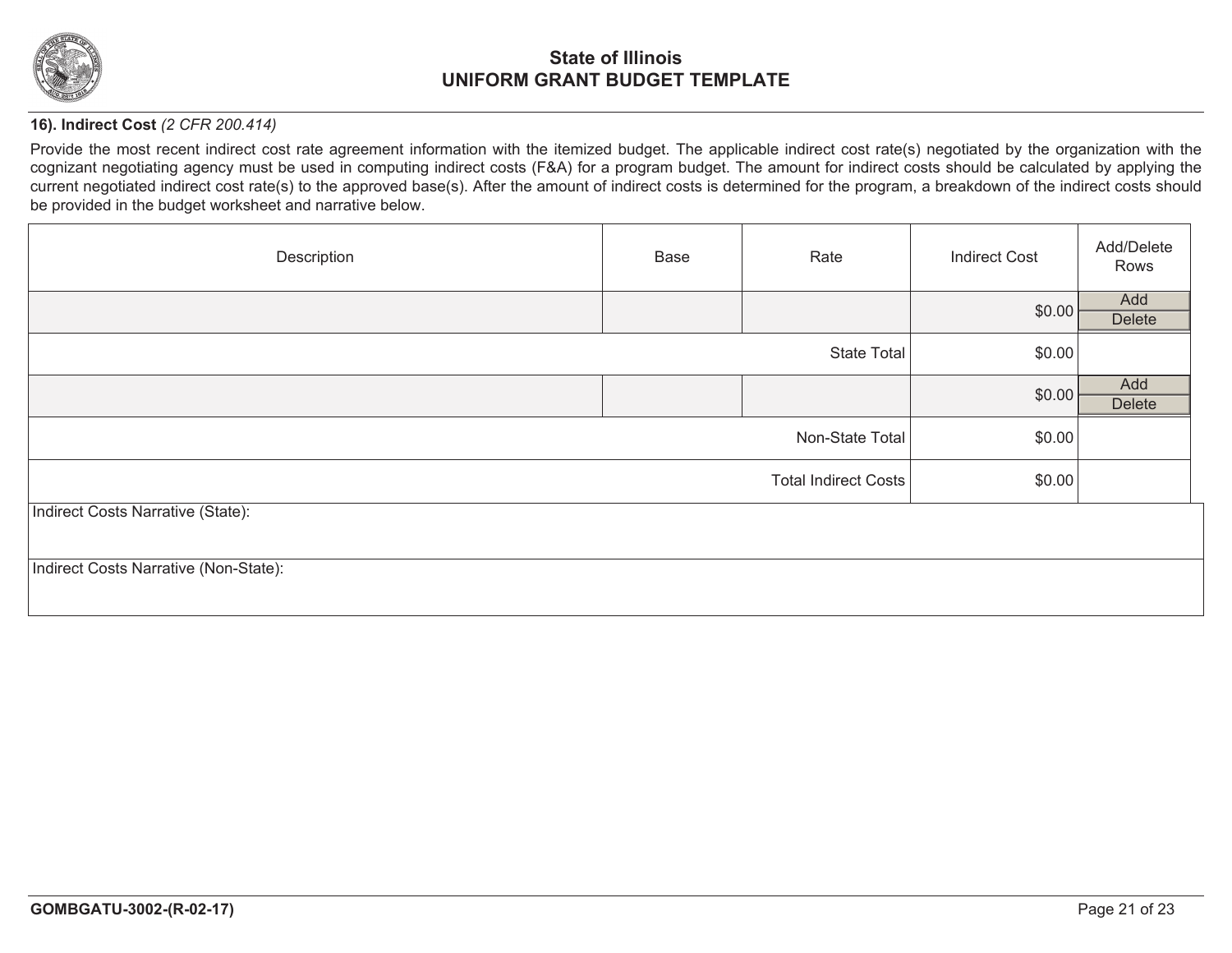# State of Illinois
# UNIFORM GRANT BUDGET TEMPLATE

**16). Indirect Cost** *(2 CFR 200.414)*

Provide the most recent indirect cost rate agreement information with the itemized budget. The applicable indirect cost rate(s) negotiated by the organization with the cognizant negotiating agency must be used in computing indirect costs (F&A) for a program budget. The amount for indirect costs should be calculated by applying the current negotiated indirect cost rate(s) to the approved base(s). After the amount of indirect costs is determined for the program, a breakdown of the indirect costs should be provided in the budget worksheet and narrative below.

| Description | Base | Rate | Indirect Cost | Add/Delete Rows |
|---|---|---|---|---|
| | | | $0.00 | Add Delete |
| | | State Total | $0.00 | |
| | | | $0.00 | Add Delete |
| | | Non-State Total | $0.00 | |
| | | Total Indirect Costs | $0.00 | |

Indirect Costs Narrative (State):

Indirect Costs Narrative (Non-State):

GOMBGATU-3002-(R-02-17)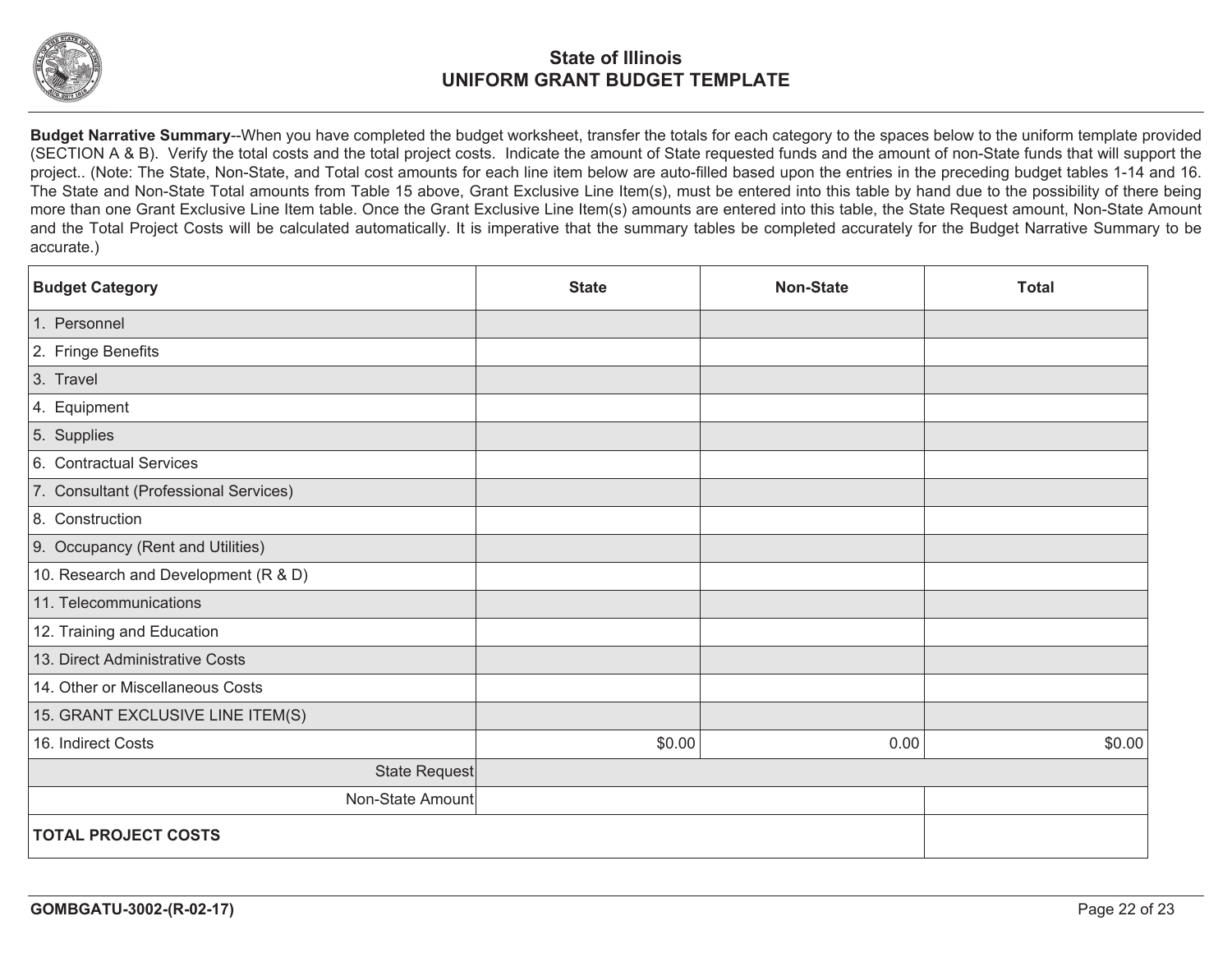# State of Illinois
# UNIFORM GRANT BUDGET TEMPLATE

**Budget Narrative Summary**--When you have completed the budget worksheet, transfer the totals for each category to the spaces below to the uniform template provided (SECTION A & B). Verify the total costs and the total project costs. Indicate the amount of State requested funds and the amount of non-State funds that will support the project.. (Note: The State, Non-State, and Total cost amounts for each line item below are auto-filled based upon the entries in the preceding budget tables 1-14 and 16. The State and Non-State Total amounts from Table 15 above, Grant Exclusive Line Item(s), must be entered into this table by hand due to the possibility of there being more than one Grant Exclusive Line Item table. Once the Grant Exclusive Line Item(s) amounts are entered into this table, the State Request amount, Non-State Amount and the Total Project Costs will be calculated automatically. It is imperative that the summary tables be completed accurately for the Budget Narrative Summary to be accurate.)

| Budget Category | State | Non-State | Total |
|---|---|---|---|
| 1. Personnel | | | |
| 2. Fringe Benefits | | | |
| 3. Travel | | | |
| 4. Equipment | | | |
| 5. Supplies | | | |
| 6. Contractual Services | | | |
| 7. Consultant (Professional Services) | | | |
| 8. Construction | | | |
| 9. Occupancy (Rent and Utilities) | | | |
| 10. Research and Development (R & D) | | | |
| 11. Telecommunications | | | |
| 12. Training and Education | | | |
| 13. Direct Administrative Costs | | | |
| 14. Other or Miscellaneous Costs | | | |
| 15. GRANT EXCLUSIVE LINE ITEM(S) | | | |
| 16. Indirect Costs | $0.00 | 0.00 | $0.00 |
| State Request | | | |
| Non-State Amount | | | |
| **TOTAL PROJECT COSTS** | | | |

GOMBGATU-3002-(R-02-17)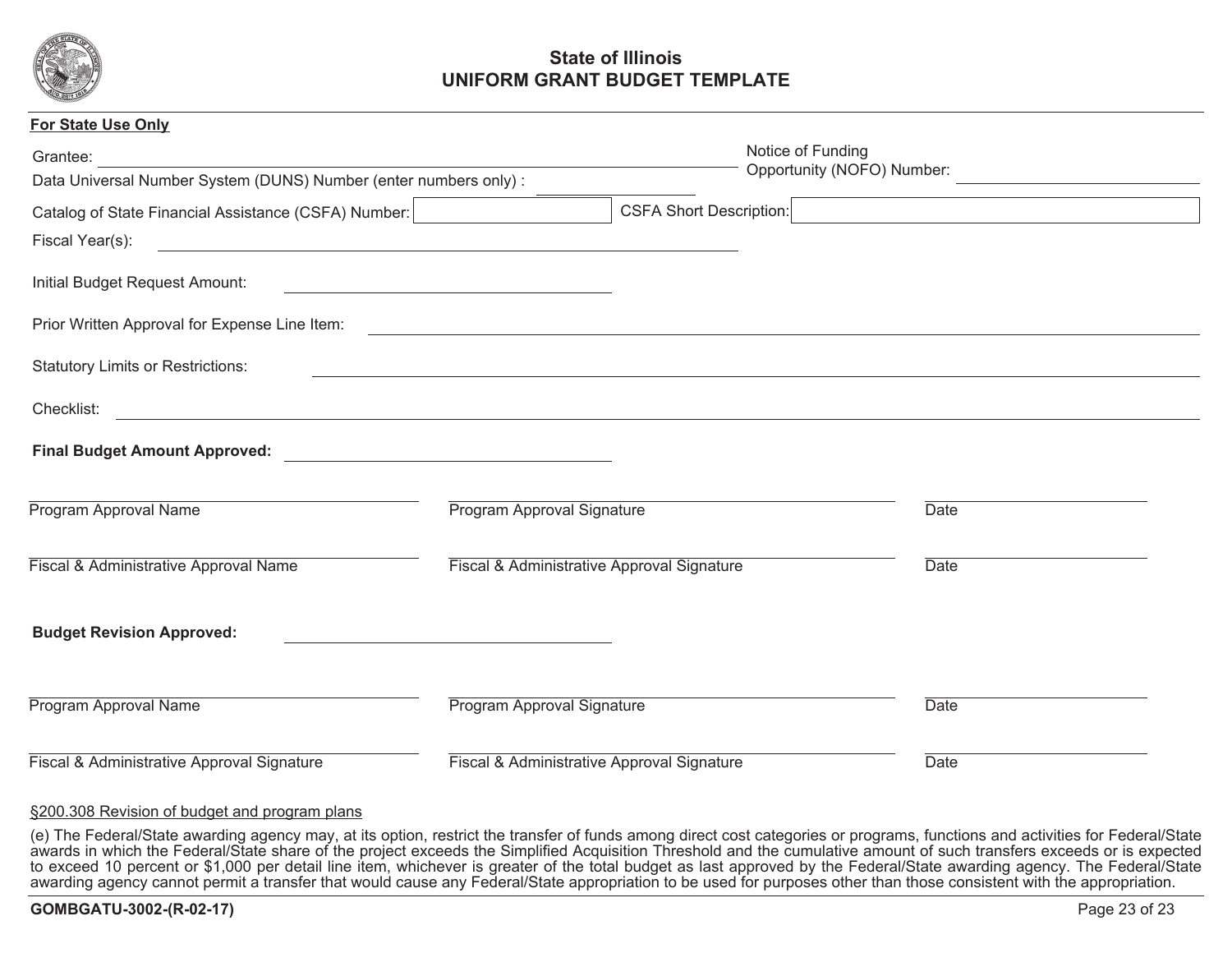# State of Illinois
# UNIFORM GRANT BUDGET TEMPLATE

**For State Use Only**

Grantee: \_\_\_\_\_\_\_\_\_\_\_\_\_\_\_\_\_\_\_\_\_\_\_\_\_\_\_\_\_\_\_\_

Notice of Funding Opportunity (NOFO) Number: \_\_\_\_\_\_\_\_\_\_\_\_\_\_\_\_

Data Universal Number System (DUNS) Number (enter numbers only) : \_\_\_\_\_\_\_\_\_\_\_\_\_\_\_\_

Catalog of State Financial Assistance (CSFA) Number: \_\_\_\_\_\_\_\_\_\_\_\_\_\_\_\_

CSFA Short Description: \_\_\_\_\_\_\_\_\_\_\_\_\_\_\_\_

Fiscal Year(s): \_\_\_\_\_\_\_\_\_\_\_\_\_\_\_\_

Initial Budget Request Amount: \_\_\_\_\_\_\_\_\_\_\_\_\_\_\_\_

Prior Written Approval for Expense Line Item: \_\_\_\_\_\_\_\_\_\_\_\_\_\_\_\_

Statutory Limits or Restrictions: \_\_\_\_\_\_\_\_\_\_\_\_\_\_\_\_

Checklist: \_\_\_\_\_\_\_\_\_\_\_\_\_\_\_\_

**Final Budget Amount Approved:** \_\_\_\_\_\_\_\_\_\_\_\_\_\_\_\_

| | | |
|---|---|---|
| Program Approval Name | Program Approval Signature | Date |
| Fiscal & Administrative Approval Name | Fiscal & Administrative Approval Signature | Date |

**Budget Revision Approved:** \_\_\_\_\_\_\_\_\_\_\_\_\_\_\_\_

| | | |
|---|---|---|
| Program Approval Name | Program Approval Signature | Date |
| Fiscal & Administrative Approval Signature | Fiscal & Administrative Approval Signature | Date |

§200.308 Revision of budget and program plans

(e) The Federal/State awarding agency may, at its option, restrict the transfer of funds among direct cost categories or programs, functions and activities for Federal/State awards in which the Federal/State share of the project exceeds the Simplified Acquisition Threshold and the cumulative amount of such transfers exceeds or is expected to exceed 10 percent or $1,000 per detail line item, whichever is greater of the total budget as last approved by the Federal/State awarding agency. The Federal/State awarding agency cannot permit a transfer that would cause any Federal/State appropriation to be used for purposes other than those consistent with the appropriation.

GOMBGATU-3002-(R-02-17)